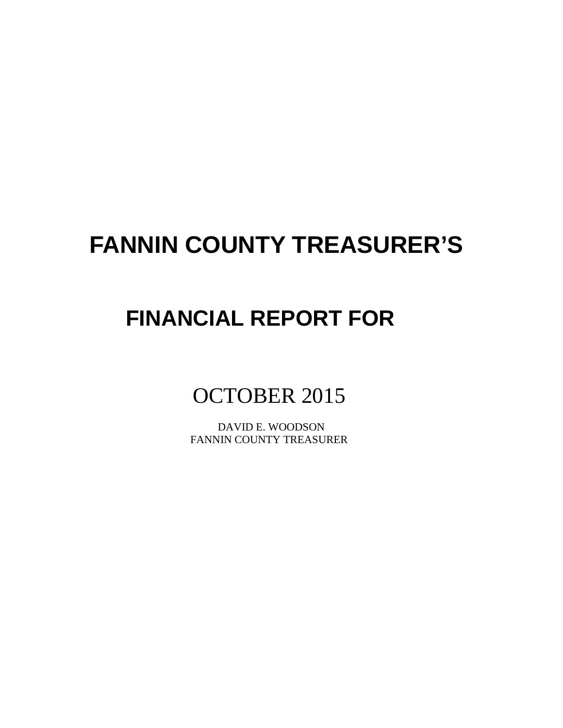# FANNIN COUNTY TREASURER'S

# FINANCIAL REPORT FOR

OCTOBER 2015

DAVID E. WOODSON
FANNIN COUNTY TREASURER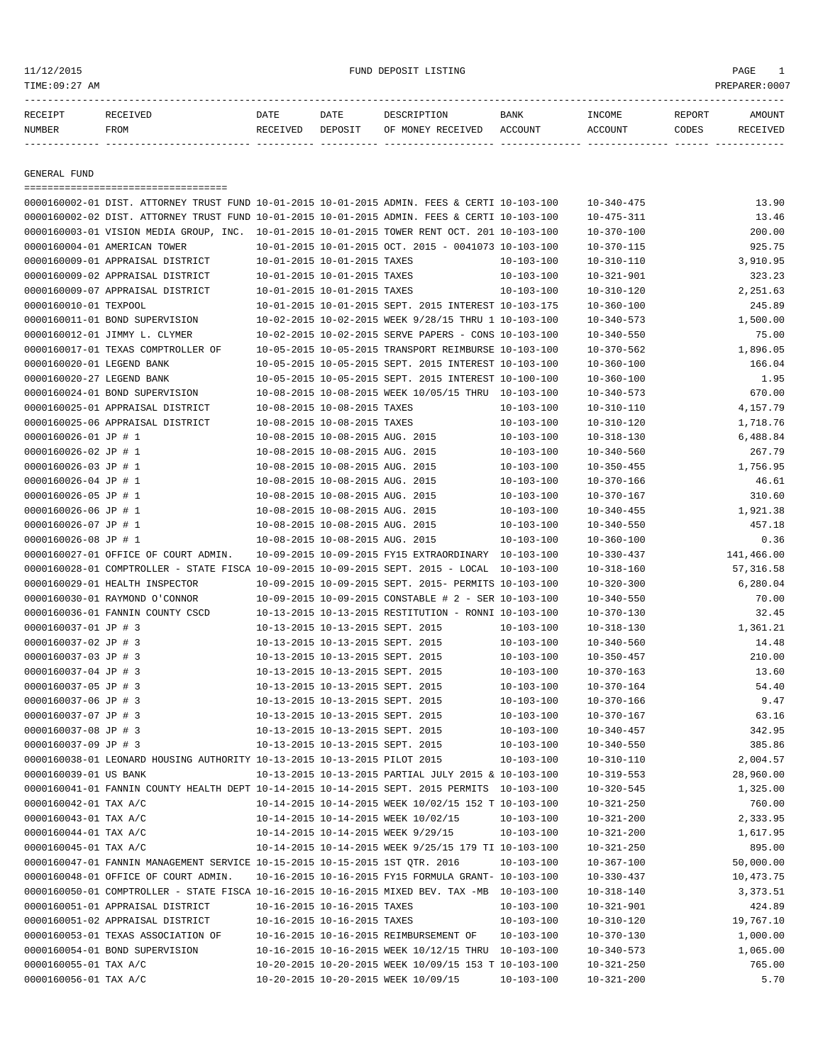FUND DEPOSIT LISTING

TIME:09:27 AM — PREPARER:0007 — 11/12/2015

| RECEIPT NUMBER | RECEIVED FROM | DATE RECEIVED | DATE DEPOSIT | DESCRIPTION OF MONEY RECEIVED | BANK ACCOUNT | INCOME ACCOUNT | REPORT CODES | AMOUNT RECEIVED |
|---|---|---|---|---|---|---|---|---|

## GENERAL FUND

| RECEIPT NUMBER | RECEIVED FROM | DATE RECEIVED | DATE DEPOSIT | DESCRIPTION OF MONEY RECEIVED | BANK ACCOUNT | INCOME ACCOUNT | REPORT CODES | AMOUNT RECEIVED |
|---|---|---|---|---|---|---|---|---|
| 0000160002-01 | DIST. ATTORNEY TRUST FUND | 10-01-2015 | 10-01-2015 | ADMIN. FEES & CERTI | 10-103-100 | 10-340-475 | | 13.90 |
| 0000160002-02 | DIST. ATTORNEY TRUST FUND | 10-01-2015 | 10-01-2015 | ADMIN. FEES & CERTI | 10-103-100 | 10-475-311 | | 13.46 |
| 0000160003-01 | VISION MEDIA GROUP, INC. | 10-01-2015 | 10-01-2015 | TOWER RENT OCT. 201 | 10-103-100 | 10-370-100 | | 200.00 |
| 0000160004-01 | AMERICAN TOWER | 10-01-2015 | 10-01-2015 | OCT. 2015 - 0041073 | 10-103-100 | 10-370-115 | | 925.75 |
| 0000160009-01 | APPRAISAL DISTRICT | 10-01-2015 | 10-01-2015 | TAXES | 10-103-100 | 10-310-110 | | 3,910.95 |
| 0000160009-02 | APPRAISAL DISTRICT | 10-01-2015 | 10-01-2015 | TAXES | 10-103-100 | 10-321-901 | | 323.23 |
| 0000160009-07 | APPRAISAL DISTRICT | 10-01-2015 | 10-01-2015 | TAXES | 10-103-100 | 10-310-120 | | 2,251.63 |
| 0000160010-01 | TEXPOOL | 10-01-2015 | 10-01-2015 | SEPT. 2015 INTEREST | 10-103-175 | 10-360-100 | | 245.89 |
| 0000160011-01 | BOND SUPERVISION | 10-02-2015 | 10-02-2015 | WEEK 9/28/15 THRU 1 | 10-103-100 | 10-340-573 | | 1,500.00 |
| 0000160012-01 | JIMMY L. CLYMER | 10-02-2015 | 10-02-2015 | SERVE PAPERS - CONS | 10-103-100 | 10-340-550 | | 75.00 |
| 0000160017-01 | TEXAS COMPTROLLER OF | 10-05-2015 | 10-05-2015 | TRANSPORT REIMBURSE | 10-103-100 | 10-370-562 | | 1,896.05 |
| 0000160020-01 | LEGEND BANK | 10-05-2015 | 10-05-2015 | SEPT. 2015 INTEREST | 10-103-100 | 10-360-100 | | 166.04 |
| 0000160020-27 | LEGEND BANK | 10-05-2015 | 10-05-2015 | SEPT. 2015 INTEREST | 10-100-100 | 10-360-100 | | 1.95 |
| 0000160024-01 | BOND SUPERVISION | 10-08-2015 | 10-08-2015 | WEEK 10/05/15 THRU | 10-103-100 | 10-340-573 | | 670.00 |
| 0000160025-01 | APPRAISAL DISTRICT | 10-08-2015 | 10-08-2015 | TAXES | 10-103-100 | 10-310-110 | | 4,157.79 |
| 0000160025-06 | APPRAISAL DISTRICT | 10-08-2015 | 10-08-2015 | TAXES | 10-103-100 | 10-310-120 | | 1,718.76 |
| 0000160026-01 | JP # 1 | 10-08-2015 | 10-08-2015 | AUG. 2015 | 10-103-100 | 10-318-130 | | 6,488.84 |
| 0000160026-02 | JP # 1 | 10-08-2015 | 10-08-2015 | AUG. 2015 | 10-103-100 | 10-340-560 | | 267.79 |
| 0000160026-03 | JP # 1 | 10-08-2015 | 10-08-2015 | AUG. 2015 | 10-103-100 | 10-350-455 | | 1,756.95 |
| 0000160026-04 | JP # 1 | 10-08-2015 | 10-08-2015 | AUG. 2015 | 10-103-100 | 10-370-166 | | 46.61 |
| 0000160026-05 | JP # 1 | 10-08-2015 | 10-08-2015 | AUG. 2015 | 10-103-100 | 10-370-167 | | 310.60 |
| 0000160026-06 | JP # 1 | 10-08-2015 | 10-08-2015 | AUG. 2015 | 10-103-100 | 10-340-455 | | 1,921.38 |
| 0000160026-07 | JP # 1 | 10-08-2015 | 10-08-2015 | AUG. 2015 | 10-103-100 | 10-340-550 | | 457.18 |
| 0000160026-08 | JP # 1 | 10-08-2015 | 10-08-2015 | AUG. 2015 | 10-103-100 | 10-360-100 | | 0.36 |
| 0000160027-01 | OFFICE OF COURT ADMIN. | 10-09-2015 | 10-09-2015 | FY15 EXTRAORDINARY | 10-103-100 | 10-330-437 | | 141,466.00 |
| 0000160028-01 | COMPTROLLER - STATE FISCA | 10-09-2015 | 10-09-2015 | SEPT. 2015 - LOCAL | 10-103-100 | 10-318-160 | | 57,316.58 |
| 0000160029-01 | HEALTH INSPECTOR | 10-09-2015 | 10-09-2015 | SEPT. 2015- PERMITS | 10-103-100 | 10-320-300 | | 6,280.04 |
| 0000160030-01 | RAYMOND O'CONNOR | 10-09-2015 | 10-09-2015 | CONSTABLE # 2 - SER | 10-103-100 | 10-340-550 | | 70.00 |
| 0000160036-01 | FANNIN COUNTY CSCD | 10-13-2015 | 10-13-2015 | RESTITUTION - RONNI | 10-103-100 | 10-370-130 | | 32.45 |
| 0000160037-01 | JP # 3 | 10-13-2015 | 10-13-2015 | SEPT. 2015 | 10-103-100 | 10-318-130 | | 1,361.21 |
| 0000160037-02 | JP # 3 | 10-13-2015 | 10-13-2015 | SEPT. 2015 | 10-103-100 | 10-340-560 | | 14.48 |
| 0000160037-03 | JP # 3 | 10-13-2015 | 10-13-2015 | SEPT. 2015 | 10-103-100 | 10-350-457 | | 210.00 |
| 0000160037-04 | JP # 3 | 10-13-2015 | 10-13-2015 | SEPT. 2015 | 10-103-100 | 10-370-163 | | 13.60 |
| 0000160037-05 | JP # 3 | 10-13-2015 | 10-13-2015 | SEPT. 2015 | 10-103-100 | 10-370-164 | | 54.40 |
| 0000160037-06 | JP # 3 | 10-13-2015 | 10-13-2015 | SEPT. 2015 | 10-103-100 | 10-370-166 | | 9.47 |
| 0000160037-07 | JP # 3 | 10-13-2015 | 10-13-2015 | SEPT. 2015 | 10-103-100 | 10-370-167 | | 63.16 |
| 0000160037-08 | JP # 3 | 10-13-2015 | 10-13-2015 | SEPT. 2015 | 10-103-100 | 10-340-457 | | 342.95 |
| 0000160037-09 | JP # 3 | 10-13-2015 | 10-13-2015 | SEPT. 2015 | 10-103-100 | 10-340-550 | | 385.86 |
| 0000160038-01 | LEONARD HOUSING AUTHORITY | 10-13-2015 | 10-13-2015 | PILOT 2015 | 10-103-100 | 10-310-110 | | 2,004.57 |
| 0000160039-01 | US BANK | 10-13-2015 | 10-13-2015 | PARTIAL JULY 2015 & | 10-103-100 | 10-319-553 | | 28,960.00 |
| 0000160041-01 | FANNIN COUNTY HEALTH DEPT | 10-14-2015 | 10-14-2015 | SEPT. 2015 PERMITS | 10-103-100 | 10-320-545 | | 1,325.00 |
| 0000160042-01 | TAX A/C | 10-14-2015 | 10-14-2015 | WEEK 10/02/15 152 T | 10-103-100 | 10-321-250 | | 760.00 |
| 0000160043-01 | TAX A/C | 10-14-2015 | 10-14-2015 | WEEK 10/02/15 | 10-103-100 | 10-321-200 | | 2,333.95 |
| 0000160044-01 | TAX A/C | 10-14-2015 | 10-14-2015 | WEEK 9/29/15 | 10-103-100 | 10-321-200 | | 1,617.95 |
| 0000160045-01 | TAX A/C | 10-14-2015 | 10-14-2015 | WEEK 9/25/15 179 TI | 10-103-100 | 10-321-250 | | 895.00 |
| 0000160047-01 | FANNIN MANAGEMENT SERVICE | 10-15-2015 | 10-15-2015 | 1ST QTR. 2016 | 10-103-100 | 10-367-100 | | 50,000.00 |
| 0000160048-01 | OFFICE OF COURT ADMIN. | 10-16-2015 | 10-16-2015 | FY15 FORMULA GRANT- | 10-103-100 | 10-330-437 | | 10,473.75 |
| 0000160050-01 | COMPTROLLER - STATE FISCA | 10-16-2015 | 10-16-2015 | MIXED BEV. TAX -MB | 10-103-100 | 10-318-140 | | 3,373.51 |
| 0000160051-01 | APPRAISAL DISTRICT | 10-16-2015 | 10-16-2015 | TAXES | 10-103-100 | 10-321-901 | | 424.89 |
| 0000160051-02 | APPRAISAL DISTRICT | 10-16-2015 | 10-16-2015 | TAXES | 10-103-100 | 10-310-120 | | 19,767.10 |
| 0000160053-01 | TEXAS ASSOCIATION OF | 10-16-2015 | 10-16-2015 | REIMBURSEMENT OF | 10-103-100 | 10-370-130 | | 1,000.00 |
| 0000160054-01 | BOND SUPERVISION | 10-16-2015 | 10-16-2015 | WEEK 10/12/15 THRU | 10-103-100 | 10-340-573 | | 1,065.00 |
| 0000160055-01 | TAX A/C | 10-20-2015 | 10-20-2015 | WEEK 10/09/15 153 T | 10-103-100 | 10-321-250 | | 765.00 |
| 0000160056-01 | TAX A/C | 10-20-2015 | 10-20-2015 | WEEK 10/09/15 | 10-103-100 | 10-321-200 | | 5.70 |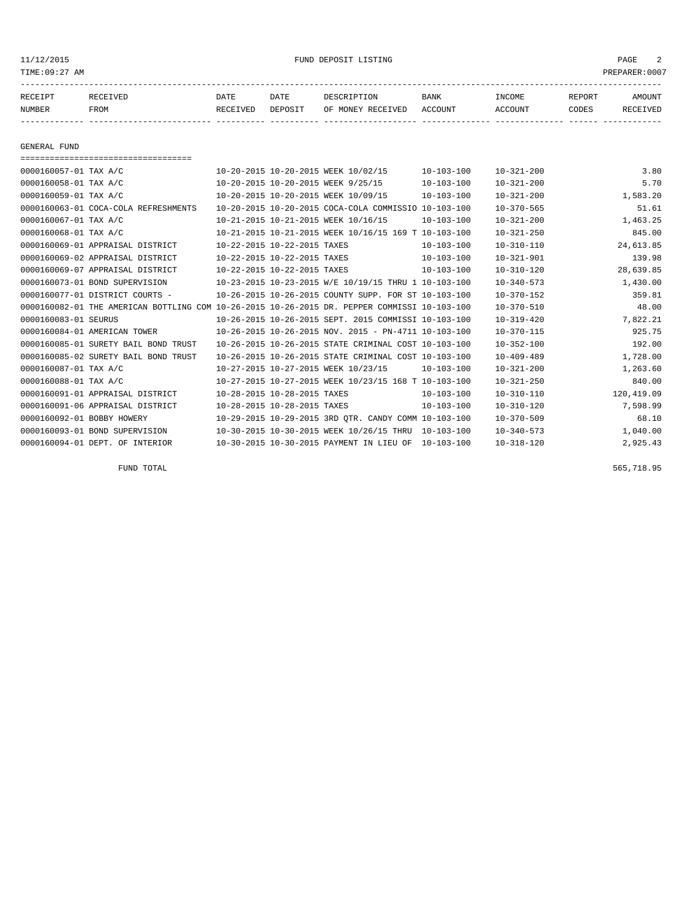FUND DEPOSIT LISTING

TIME:09:27 AM PREPARER:0007

| RECEIPT NUMBER | RECEIVED FROM | DATE RECEIVED | DATE DEPOSIT | DESCRIPTION OF MONEY RECEIVED | BANK ACCOUNT | INCOME ACCOUNT | REPORT CODES | AMOUNT RECEIVED |
|---|---|---|---|---|---|---|---|---|

## GENERAL FUND

| RECEIPT NUMBER | RECEIVED FROM | DATE RECEIVED | DATE DEPOSIT | DESCRIPTION OF MONEY RECEIVED | BANK ACCOUNT | INCOME ACCOUNT | REPORT CODES | AMOUNT RECEIVED |
|---|---|---|---|---|---|---|---|---|
| 0000160057-01 | TAX A/C | 10-20-2015 | 10-20-2015 | WEEK 10/02/15 | 10-103-100 | 10-321-200 | | 3.80 |
| 0000160058-01 | TAX A/C | 10-20-2015 | 10-20-2015 | WEEK 9/25/15 | 10-103-100 | 10-321-200 | | 5.70 |
| 0000160059-01 | TAX A/C | 10-20-2015 | 10-20-2015 | WEEK 10/09/15 | 10-103-100 | 10-321-200 | | 1,583.20 |
| 0000160063-01 | COCA-COLA REFRESHMENTS | 10-20-2015 | 10-20-2015 | COCA-COLA COMMISSIO | 10-103-100 | 10-370-565 | | 51.61 |
| 0000160067-01 | TAX A/C | 10-21-2015 | 10-21-2015 | WEEK 10/16/15 | 10-103-100 | 10-321-200 | | 1,463.25 |
| 0000160068-01 | TAX A/C | 10-21-2015 | 10-21-2015 | WEEK 10/16/15 169 T | 10-103-100 | 10-321-250 | | 845.00 |
| 0000160069-01 | APPRAISAL DISTRICT | 10-22-2015 | 10-22-2015 | TAXES | 10-103-100 | 10-310-110 | | 24,613.85 |
| 0000160069-02 | APPRAISAL DISTRICT | 10-22-2015 | 10-22-2015 | TAXES | 10-103-100 | 10-321-901 | | 139.98 |
| 0000160069-07 | APPRAISAL DISTRICT | 10-22-2015 | 10-22-2015 | TAXES | 10-103-100 | 10-310-120 | | 28,639.85 |
| 0000160073-01 | BOND SUPERVISION | 10-23-2015 | 10-23-2015 | W/E 10/19/15 THRU 1 | 10-103-100 | 10-340-573 | | 1,430.00 |
| 0000160077-01 | DISTRICT COURTS - | 10-26-2015 | 10-26-2015 | COUNTY SUPP. FOR ST | 10-103-100 | 10-370-152 | | 359.81 |
| 0000160082-01 | THE AMERICAN BOTTLING COM | 10-26-2015 | 10-26-2015 | DR. PEPPER COMMISSI | 10-103-100 | 10-370-510 | | 48.00 |
| 0000160083-01 | SEURUS | 10-26-2015 | 10-26-2015 | SEPT. 2015 COMMISSI | 10-103-100 | 10-319-420 | | 7,822.21 |
| 0000160084-01 | AMERICAN TOWER | 10-26-2015 | 10-26-2015 | NOV. 2015 - PN-4711 | 10-103-100 | 10-370-115 | | 925.75 |
| 0000160085-01 | SURETY BAIL BOND TRUST | 10-26-2015 | 10-26-2015 | STATE CRIMINAL COST | 10-103-100 | 10-352-100 | | 192.00 |
| 0000160085-02 | SURETY BAIL BOND TRUST | 10-26-2015 | 10-26-2015 | STATE CRIMINAL COST | 10-103-100 | 10-409-489 | | 1,728.00 |
| 0000160087-01 | TAX A/C | 10-27-2015 | 10-27-2015 | WEEK 10/23/15 | 10-103-100 | 10-321-200 | | 1,263.60 |
| 0000160088-01 | TAX A/C | 10-27-2015 | 10-27-2015 | WEEK 10/23/15 168 T | 10-103-100 | 10-321-250 | | 840.00 |
| 0000160091-01 | APPRAISAL DISTRICT | 10-28-2015 | 10-28-2015 | TAXES | 10-103-100 | 10-310-110 | | 120,419.09 |
| 0000160091-06 | APPRAISAL DISTRICT | 10-28-2015 | 10-28-2015 | TAXES | 10-103-100 | 10-310-120 | | 7,598.99 |
| 0000160092-01 | BOBBY HOWERY | 10-29-2015 | 10-29-2015 | 3RD QTR. CANDY COMM | 10-103-100 | 10-370-509 | | 68.10 |
| 0000160093-01 | BOND SUPERVISION | 10-30-2015 | 10-30-2015 | WEEK 10/26/15 THRU | 10-103-100 | 10-340-573 | | 1,040.00 |
| 0000160094-01 | DEPT. OF INTERIOR | 10-30-2015 | 10-30-2015 | PAYMENT IN LIEU OF | 10-103-100 | 10-318-120 | | 2,925.43 |

FUND TOTAL 565,718.95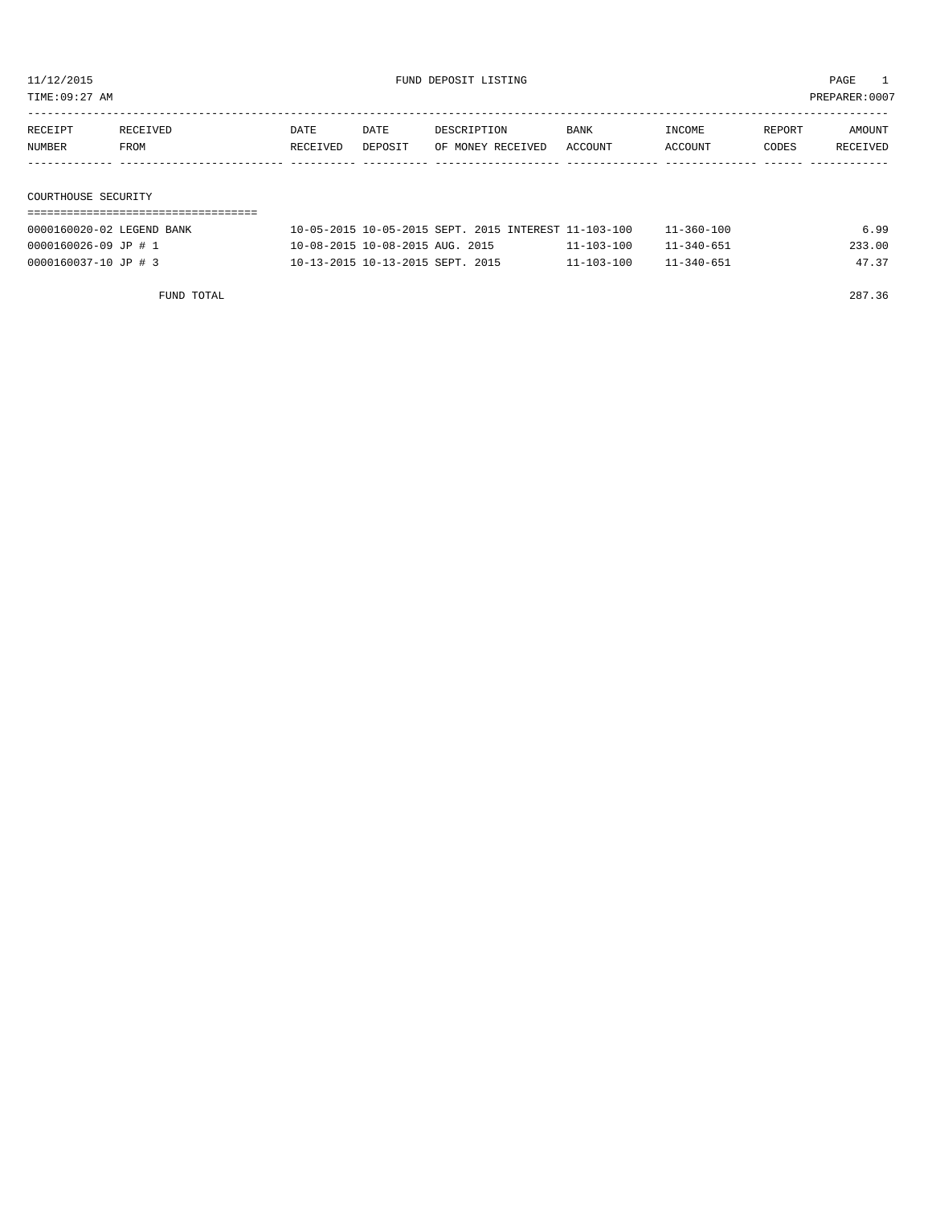11/12/2015 FUND DEPOSIT LISTING

TIME:09:27 AM PREPARER:0007

| RECEIPT NUMBER | RECEIVED FROM | DATE RECEIVED | DATE DEPOSIT | DESCRIPTION OF MONEY RECEIVED | BANK ACCOUNT | INCOME ACCOUNT | REPORT CODES | AMOUNT RECEIVED |
|---|---|---|---|---|---|---|---|---|

## COURTHOUSE SECURITY

| RECEIPT NUMBER | RECEIVED FROM | DATE RECEIVED | DATE DEPOSIT | DESCRIPTION OF MONEY RECEIVED | BANK ACCOUNT | INCOME ACCOUNT | REPORT CODES | AMOUNT RECEIVED |
|---|---|---|---|---|---|---|---|---|
| 0000160020-02 | LEGEND BANK | 10-05-2015 | 10-05-2015 | SEPT. 2015 INTEREST | 11-103-100 | 11-360-100 | | 6.99 |
| 0000160026-09 | JP # 1 | 10-08-2015 | 10-08-2015 | AUG. 2015 | 11-103-100 | 11-340-651 | | 233.00 |
| 0000160037-10 | JP # 3 | 10-13-2015 | 10-13-2015 | SEPT. 2015 | 11-103-100 | 11-340-651 | | 47.37 |
| | FUND TOTAL | | | | | | | 287.36 |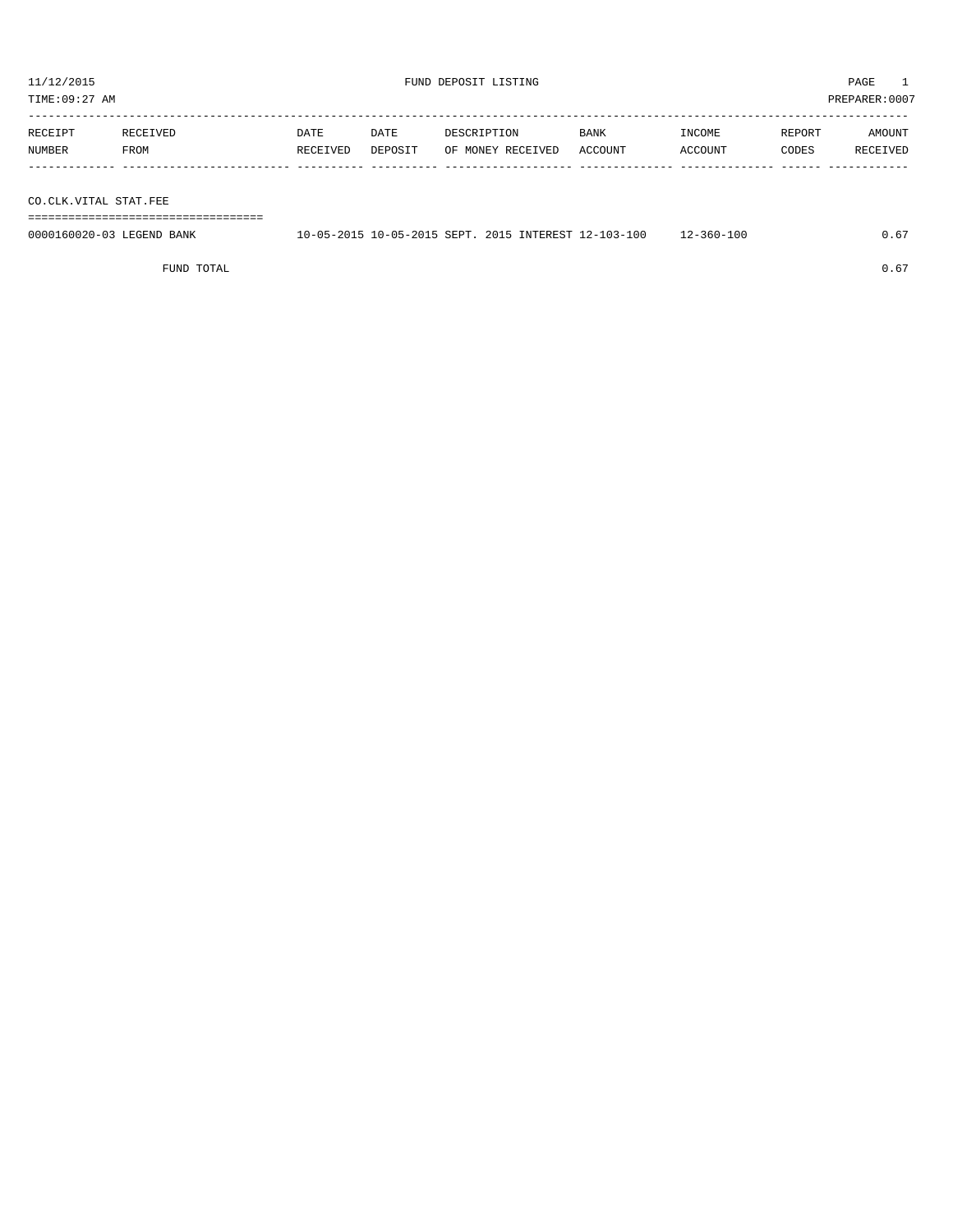11/12/2015 FUND DEPOSIT LISTING

TIME:09:27 AM PREPARER:0007

| RECEIPT NUMBER | RECEIVED FROM | DATE RECEIVED | DATE DEPOSIT | DESCRIPTION OF MONEY RECEIVED | BANK ACCOUNT | INCOME ACCOUNT | REPORT CODES | AMOUNT RECEIVED |
|---|---|---|---|---|---|---|---|---|
| **CO.CLK.VITAL STAT.FEE** | | | | | | | | |
| 0000160020-03 | LEGEND BANK | 10-05-2015 | 10-05-2015 | SEPT. 2015 INTEREST | 12-103-100 | 12-360-100 | | 0.67 |
| | FUND TOTAL | | | | | | | 0.67 |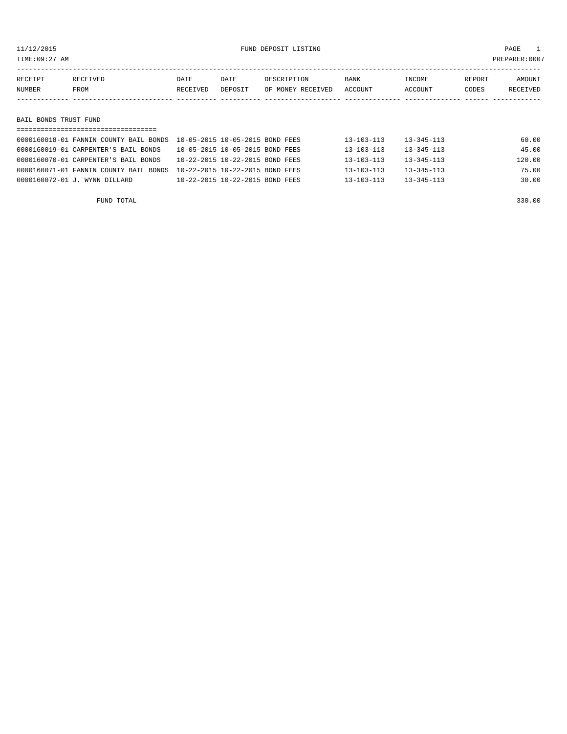11/12/2015 FUND DEPOSIT LISTING

TIME:09:27 AM PREPARER:0007

| RECEIPT NUMBER | RECEIVED FROM | DATE RECEIVED | DATE DEPOSIT | DESCRIPTION OF MONEY RECEIVED | BANK ACCOUNT | INCOME ACCOUNT | REPORT CODES | AMOUNT RECEIVED |
|---|---|---|---|---|---|---|---|---|

## BAIL BONDS TRUST FUND

| RECEIPT NUMBER | RECEIVED FROM | DATE RECEIVED | DATE DEPOSIT | DESCRIPTION OF MONEY RECEIVED | BANK ACCOUNT | INCOME ACCOUNT | REPORT CODES | AMOUNT RECEIVED |
|---|---|---|---|---|---|---|---|---|
| 0000160018-01 | FANNIN COUNTY BAIL BONDS | 10-05-2015 | 10-05-2015 | BOND FEES | 13-103-113 | 13-345-113 | | 60.00 |
| 0000160019-01 | CARPENTER'S BAIL BONDS | 10-05-2015 | 10-05-2015 | BOND FEES | 13-103-113 | 13-345-113 | | 45.00 |
| 0000160070-01 | CARPENTER'S BAIL BONDS | 10-22-2015 | 10-22-2015 | BOND FEES | 13-103-113 | 13-345-113 | | 120.00 |
| 0000160071-01 | FANNIN COUNTY BAIL BONDS | 10-22-2015 | 10-22-2015 | BOND FEES | 13-103-113 | 13-345-113 | | 75.00 |
| 0000160072-01 | J. WYNN DILLARD | 10-22-2015 | 10-22-2015 | BOND FEES | 13-103-113 | 13-345-113 | | 30.00 |
| | FUND TOTAL | | | | | | | 330.00 |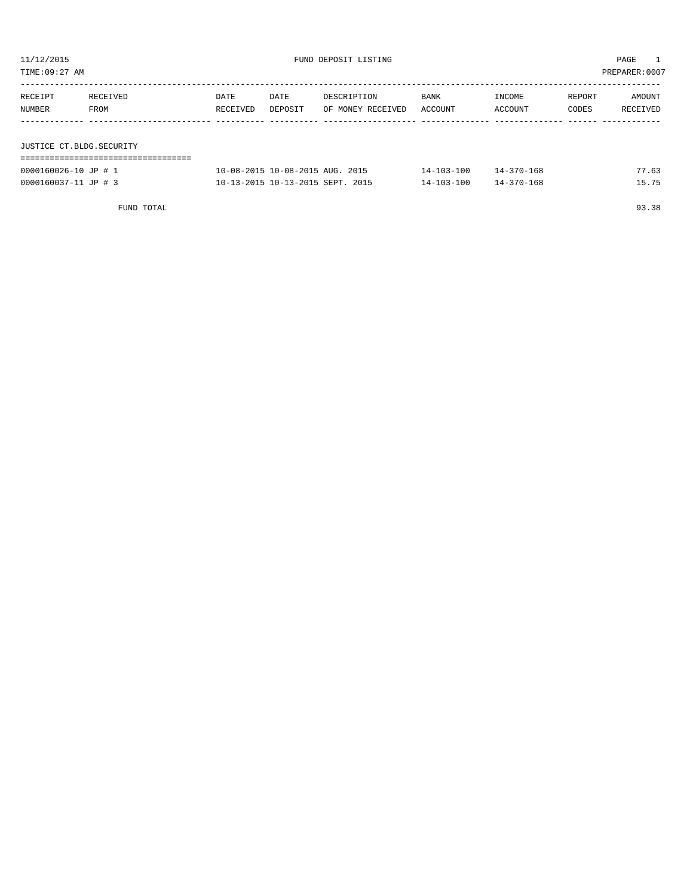11/12/2015 FUND DEPOSIT LISTING

TIME:09:27 AM PREPARER:0007

| RECEIPT NUMBER | RECEIVED FROM | DATE RECEIVED | DATE DEPOSIT | DESCRIPTION OF MONEY RECEIVED | BANK ACCOUNT | INCOME ACCOUNT | REPORT CODES | AMOUNT RECEIVED |
|---|---|---|---|---|---|---|---|---|

## JUSTICE CT.BLDG.SECURITY

| RECEIPT NUMBER | RECEIVED FROM | DATE RECEIVED | DATE DEPOSIT | DESCRIPTION OF MONEY RECEIVED | BANK ACCOUNT | INCOME ACCOUNT | REPORT CODES | AMOUNT RECEIVED |
|---|---|---|---|---|---|---|---|---|
| 0000160026-10 | JP # 1 | 10-08-2015 | 10-08-2015 | AUG. 2015 | 14-103-100 | 14-370-168 | | 77.63 |
| 0000160037-11 | JP # 3 | 10-13-2015 | 10-13-2015 | SEPT. 2015 | 14-103-100 | 14-370-168 | | 15.75 |
| | FUND TOTAL | | | | | | | 93.38 |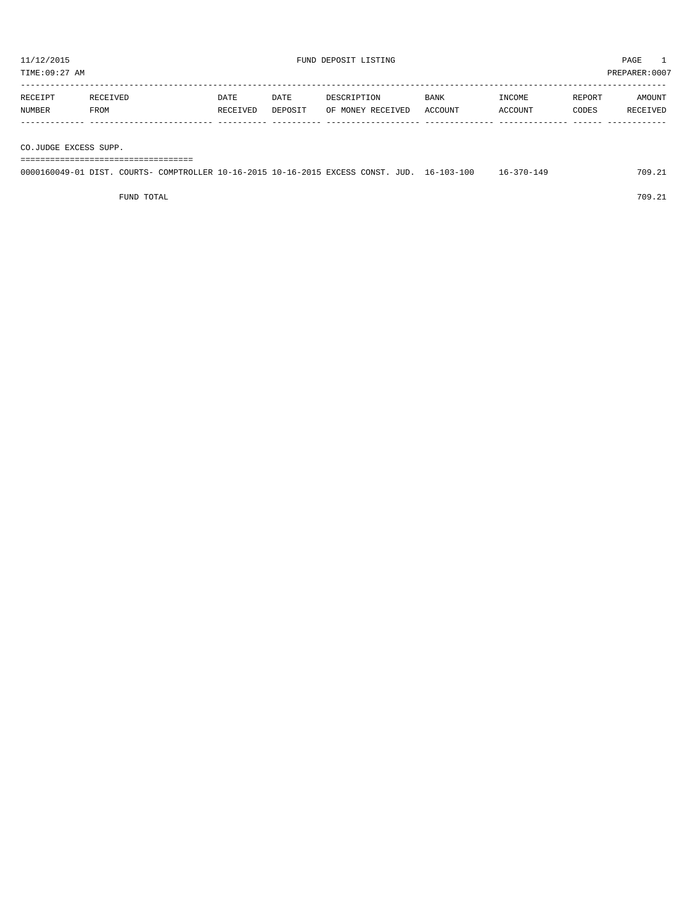11/12/2015 FUND DEPOSIT LISTING

TIME:09:27 AM PREPARER:0007

| RECEIPT NUMBER | RECEIVED FROM | DATE RECEIVED | DATE DEPOSIT | DESCRIPTION OF MONEY RECEIVED | BANK ACCOUNT | INCOME ACCOUNT | REPORT CODES | AMOUNT RECEIVED |
|---|---|---|---|---|---|---|---|---|
| **CO.JUDGE EXCESS SUPP.** | | | | | | | | |
| 0000160049-01 | DIST. COURTS- COMPTROLLER | 10-16-2015 | 10-16-2015 | EXCESS CONST. JUD. | 16-103-100 | 16-370-149 | | 709.21 |
| | FUND TOTAL | | | | | | | 709.21 |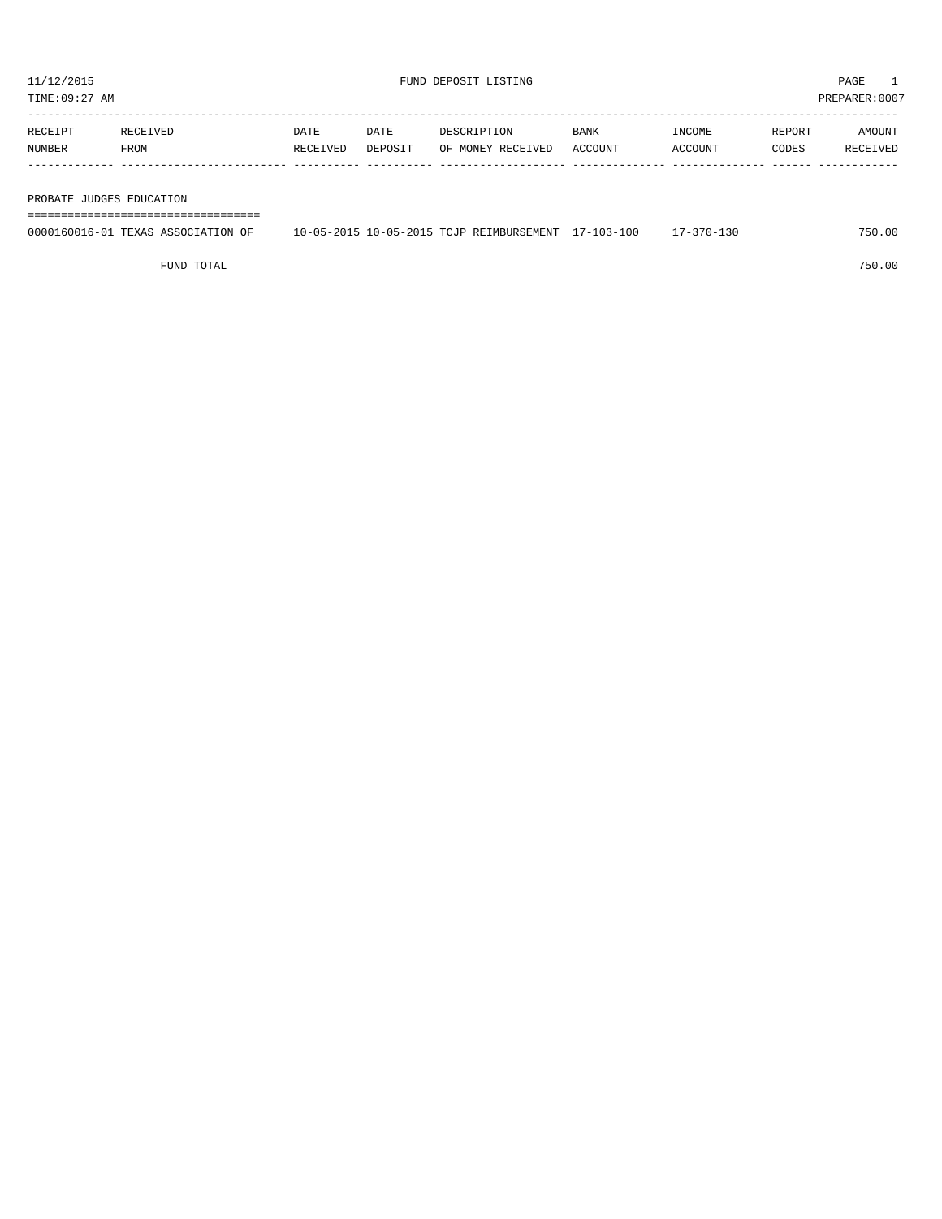11/12/2015 FUND DEPOSIT LISTING

TIME:09:27 AM PREPARER:0007

| RECEIPT NUMBER | RECEIVED FROM | DATE RECEIVED | DATE DEPOSIT | DESCRIPTION OF MONEY RECEIVED | BANK ACCOUNT | INCOME ACCOUNT | REPORT CODES | AMOUNT RECEIVED |
|---|---|---|---|---|---|---|---|---|
| **PROBATE JUDGES EDUCATION** | | | | | | | | |
| 0000160016-01 | TEXAS ASSOCIATION OF | 10-05-2015 | 10-05-2015 | TCJP REIMBURSEMENT | 17-103-100 | 17-370-130 | | 750.00 |
| | FUND TOTAL | | | | | | | 750.00 |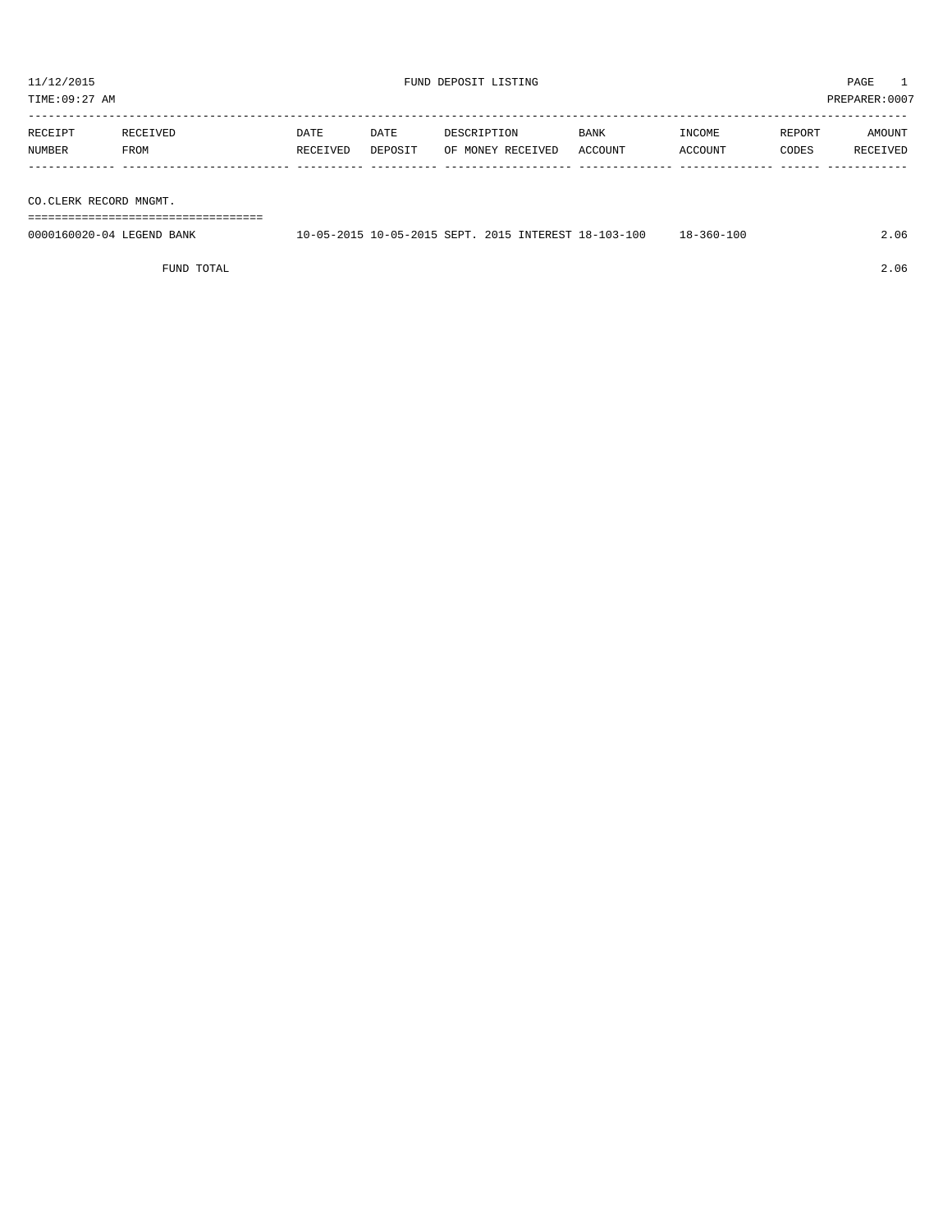11/12/2015 FUND DEPOSIT LISTING PAGE 1

TIME:09:27 AM PREPARER:0007

| RECEIPT NUMBER | RECEIVED FROM | DATE RECEIVED | DATE DEPOSIT | DESCRIPTION OF MONEY RECEIVED | BANK ACCOUNT | INCOME ACCOUNT | REPORT CODES | AMOUNT RECEIVED |
|---|---|---|---|---|---|---|---|---|
| CO.CLERK RECORD MNGMT. | | | | | | | | |
| 0000160020-04 | LEGEND BANK | 10-05-2015 | 10-05-2015 | SEPT. 2015 INTEREST | 18-103-100 | 18-360-100 | | 2.06 |
| | FUND TOTAL | | | | | | | 2.06 |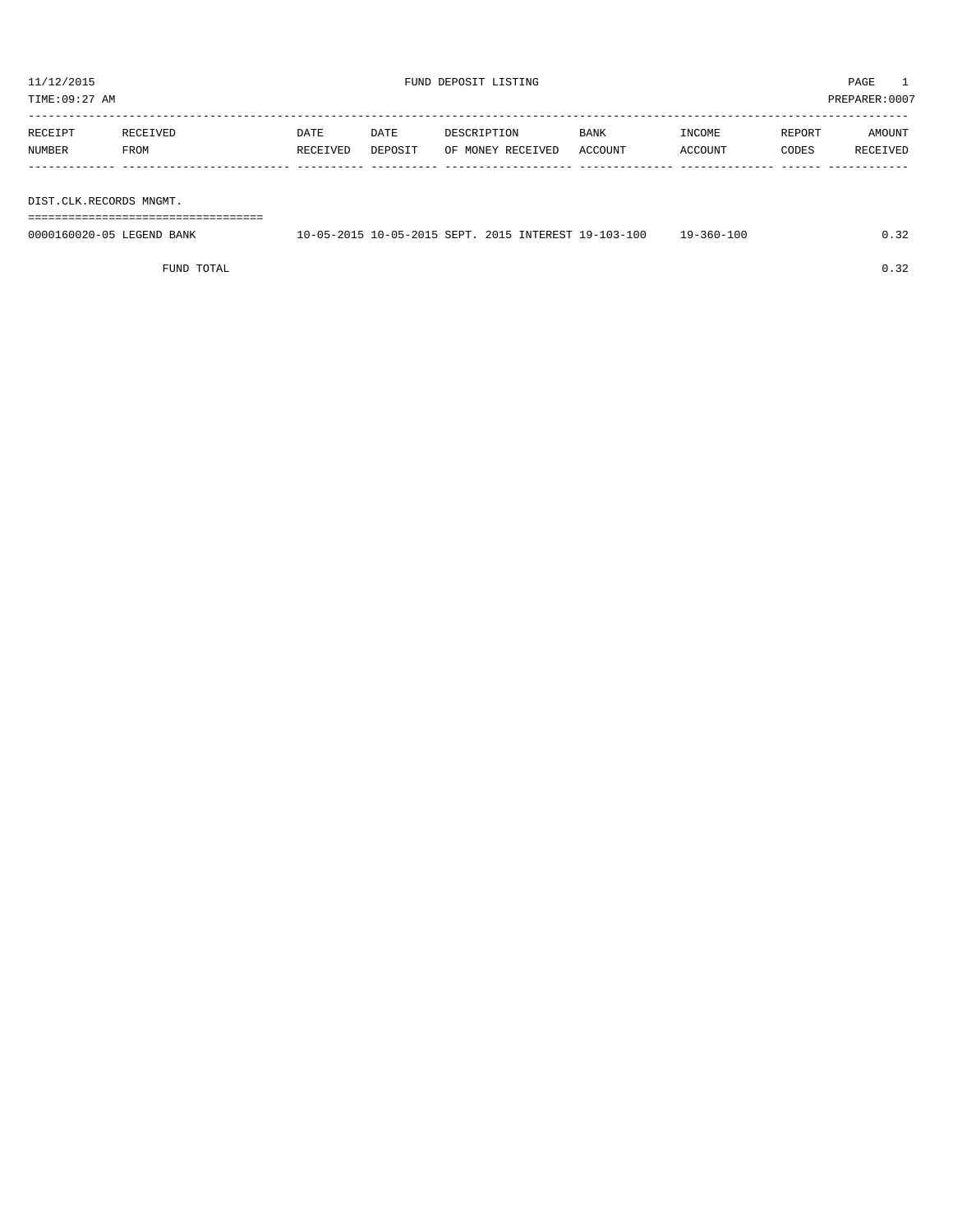11/12/2015 FUND DEPOSIT LISTING PAGE 1

TIME:09:27 AM PREPARER:0007

| RECEIPT NUMBER | RECEIVED FROM | DATE RECEIVED | DATE DEPOSIT | DESCRIPTION OF MONEY RECEIVED | BANK ACCOUNT | INCOME ACCOUNT | REPORT CODES | AMOUNT RECEIVED |
|---|---|---|---|---|---|---|---|---|
| DIST.CLK.RECORDS MNGMT. | | | | | | | | |
| 0000160020-05 | LEGEND BANK | 10-05-2015 | 10-05-2015 | SEPT. 2015 INTEREST | 19-103-100 | 19-360-100 | | 0.32 |
| | FUND TOTAL | | | | | | | 0.32 |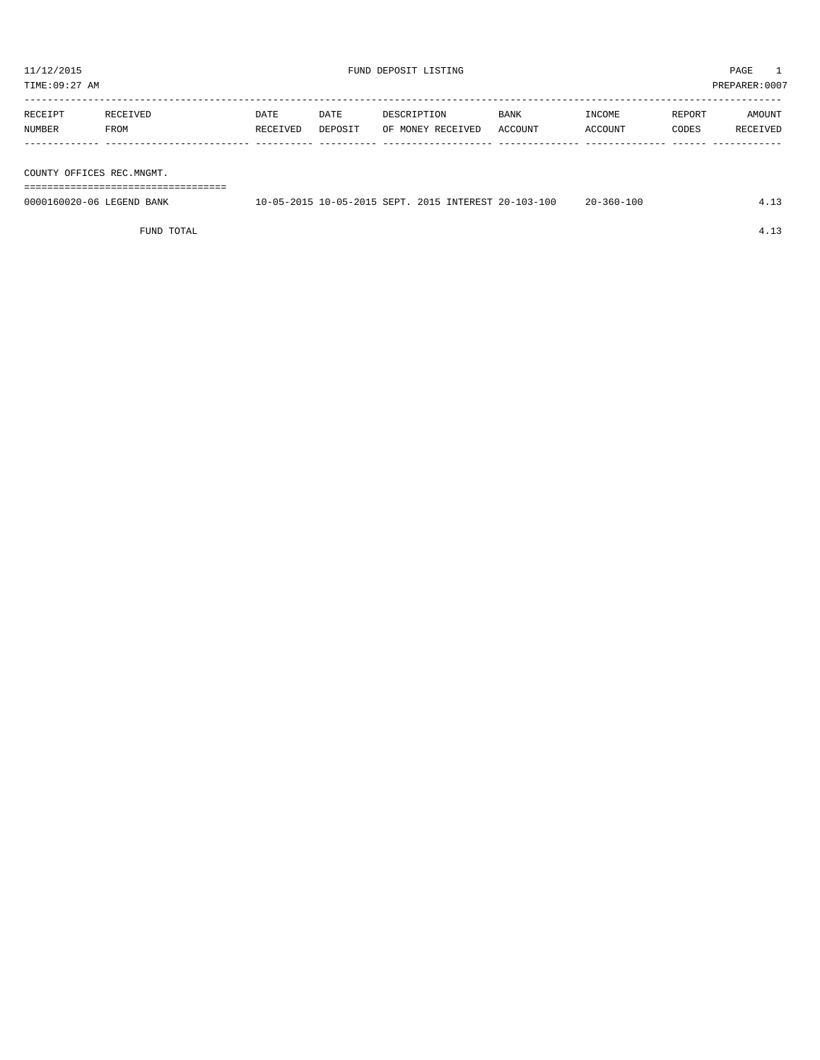11/12/2015 FUND DEPOSIT LISTING PAGE 1

TIME:09:27 AM PREPARER:0007

| RECEIPT NUMBER | RECEIVED FROM | DATE RECEIVED | DATE DEPOSIT | DESCRIPTION OF MONEY RECEIVED | BANK ACCOUNT | INCOME ACCOUNT | REPORT CODES | AMOUNT RECEIVED |
|---|---|---|---|---|---|---|---|---|
| COUNTY OFFICES REC.MNGMT. | | | | | | | | |
| 0000160020-06 | LEGEND BANK | 10-05-2015 | 10-05-2015 | SEPT. 2015 INTEREST | 20-103-100 | 20-360-100 | | 4.13 |
| | FUND TOTAL | | | | | | | 4.13 |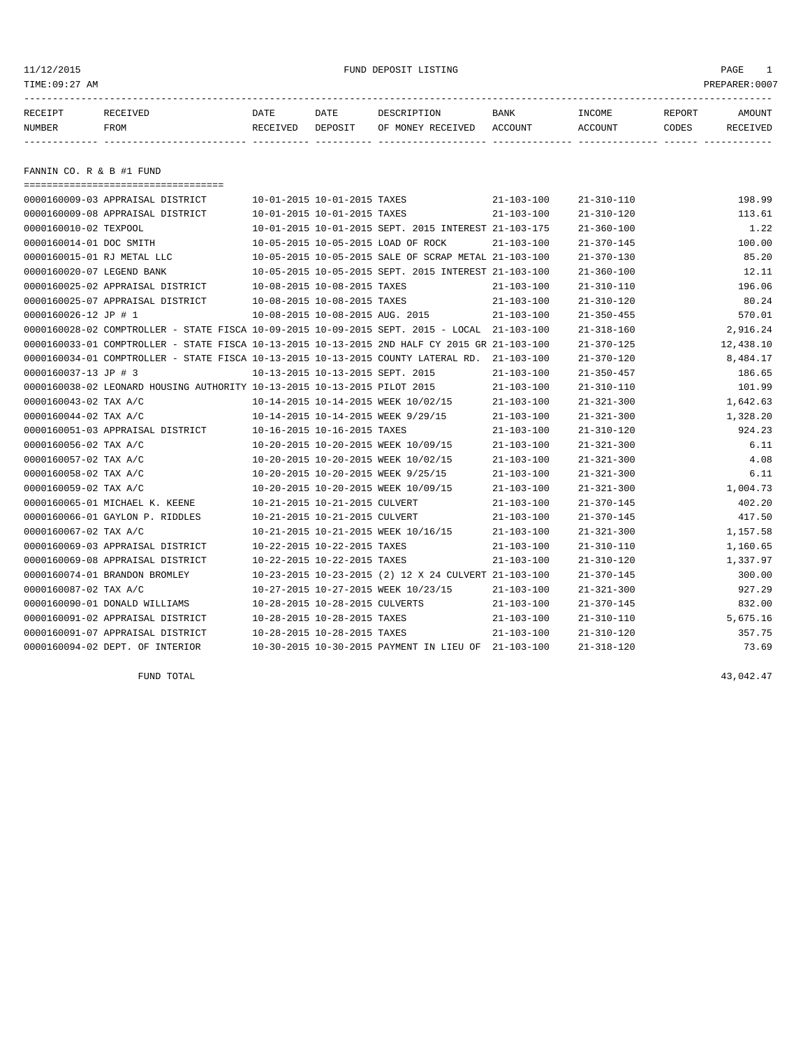FUND DEPOSIT LISTING

TIME:09:27 AM PREPARER:0007

| RECEIPT NUMBER | RECEIVED FROM | DATE RECEIVED | DATE DEPOSIT | DESCRIPTION OF MONEY RECEIVED | BANK ACCOUNT | INCOME ACCOUNT | REPORT CODES | AMOUNT RECEIVED |
|---|---|---|---|---|---|---|---|---|

## FANNIN CO. R & B #1 FUND

| RECEIPT NUMBER | RECEIVED FROM | DATE RECEIVED | DATE DEPOSIT | DESCRIPTION OF MONEY RECEIVED | BANK ACCOUNT | INCOME ACCOUNT | REPORT CODES | AMOUNT RECEIVED |
|---|---|---|---|---|---|---|---|---|
| 0000160009-03 | APPRAISAL DISTRICT | 10-01-2015 | 10-01-2015 | TAXES | 21-103-100 | 21-310-110 | | 198.99 |
| 0000160009-08 | APPRAISAL DISTRICT | 10-01-2015 | 10-01-2015 | TAXES | 21-103-100 | 21-310-120 | | 113.61 |
| 0000160010-02 | TEXPOOL | 10-01-2015 | 10-01-2015 | SEPT. 2015 INTEREST | 21-103-175 | 21-360-100 | | 1.22 |
| 0000160014-01 | DOC SMITH | 10-05-2015 | 10-05-2015 | LOAD OF ROCK | 21-103-100 | 21-370-145 | | 100.00 |
| 0000160015-01 | RJ METAL LLC | 10-05-2015 | 10-05-2015 | SALE OF SCRAP METAL | 21-103-100 | 21-370-130 | | 85.20 |
| 0000160020-07 | LEGEND BANK | 10-05-2015 | 10-05-2015 | SEPT. 2015 INTEREST | 21-103-100 | 21-360-100 | | 12.11 |
| 0000160025-02 | APPRAISAL DISTRICT | 10-08-2015 | 10-08-2015 | TAXES | 21-103-100 | 21-310-110 | | 196.06 |
| 0000160025-07 | APPRAISAL DISTRICT | 10-08-2015 | 10-08-2015 | TAXES | 21-103-100 | 21-310-120 | | 80.24 |
| 0000160026-12 | JP # 1 | 10-08-2015 | 10-08-2015 | AUG. 2015 | 21-103-100 | 21-350-455 | | 570.01 |
| 0000160028-02 | COMPTROLLER - STATE FISCA | 10-09-2015 | 10-09-2015 | SEPT. 2015 - LOCAL | 21-103-100 | 21-318-160 | | 2,916.24 |
| 0000160033-01 | COMPTROLLER - STATE FISCA | 10-13-2015 | 10-13-2015 | 2ND HALF CY 2015 GR | 21-103-100 | 21-370-125 | | 12,438.10 |
| 0000160034-01 | COMPTROLLER - STATE FISCA | 10-13-2015 | 10-13-2015 | COUNTY LATERAL RD. | 21-103-100 | 21-370-120 | | 8,484.17 |
| 0000160037-13 | JP # 3 | 10-13-2015 | 10-13-2015 | SEPT. 2015 | 21-103-100 | 21-350-457 | | 186.65 |
| 0000160038-02 | LEONARD HOUSING AUTHORITY | 10-13-2015 | 10-13-2015 | PILOT 2015 | 21-103-100 | 21-310-110 | | 101.99 |
| 0000160043-02 | TAX A/C | 10-14-2015 | 10-14-2015 | WEEK 10/02/15 | 21-103-100 | 21-321-300 | | 1,642.63 |
| 0000160044-02 | TAX A/C | 10-14-2015 | 10-14-2015 | WEEK 9/29/15 | 21-103-100 | 21-321-300 | | 1,328.20 |
| 0000160051-03 | APPRAISAL DISTRICT | 10-16-2015 | 10-16-2015 | TAXES | 21-103-100 | 21-310-120 | | 924.23 |
| 0000160056-02 | TAX A/C | 10-20-2015 | 10-20-2015 | WEEK 10/09/15 | 21-103-100 | 21-321-300 | | 6.11 |
| 0000160057-02 | TAX A/C | 10-20-2015 | 10-20-2015 | WEEK 10/02/15 | 21-103-100 | 21-321-300 | | 4.08 |
| 0000160058-02 | TAX A/C | 10-20-2015 | 10-20-2015 | WEEK 9/25/15 | 21-103-100 | 21-321-300 | | 6.11 |
| 0000160059-02 | TAX A/C | 10-20-2015 | 10-20-2015 | WEEK 10/09/15 | 21-103-100 | 21-321-300 | | 1,004.73 |
| 0000160065-01 | MICHAEL K. KEENE | 10-21-2015 | 10-21-2015 | CULVERT | 21-103-100 | 21-370-145 | | 402.20 |
| 0000160066-01 | GAYLON P. RIDDLES | 10-21-2015 | 10-21-2015 | CULVERT | 21-103-100 | 21-370-145 | | 417.50 |
| 0000160067-02 | TAX A/C | 10-21-2015 | 10-21-2015 | WEEK 10/16/15 | 21-103-100 | 21-321-300 | | 1,157.58 |
| 0000160069-03 | APPRAISAL DISTRICT | 10-22-2015 | 10-22-2015 | TAXES | 21-103-100 | 21-310-110 | | 1,160.65 |
| 0000160069-08 | APPRAISAL DISTRICT | 10-22-2015 | 10-22-2015 | TAXES | 21-103-100 | 21-310-120 | | 1,337.97 |
| 0000160074-01 | BRANDON BROMLEY | 10-23-2015 | 10-23-2015 | (2) 12 X 24 CULVERT | 21-103-100 | 21-370-145 | | 300.00 |
| 0000160087-02 | TAX A/C | 10-27-2015 | 10-27-2015 | WEEK 10/23/15 | 21-103-100 | 21-321-300 | | 927.29 |
| 0000160090-01 | DONALD WILLIAMS | 10-28-2015 | 10-28-2015 | CULVERTS | 21-103-100 | 21-370-145 | | 832.00 |
| 0000160091-02 | APPRAISAL DISTRICT | 10-28-2015 | 10-28-2015 | TAXES | 21-103-100 | 21-310-110 | | 5,675.16 |
| 0000160091-07 | APPRAISAL DISTRICT | 10-28-2015 | 10-28-2015 | TAXES | 21-103-100 | 21-310-120 | | 357.75 |
| 0000160094-02 | DEPT. OF INTERIOR | 10-30-2015 | 10-30-2015 | PAYMENT IN LIEU OF | 21-103-100 | 21-318-120 | | 73.69 |
| | FUND TOTAL | | | | | | | 43,042.47 |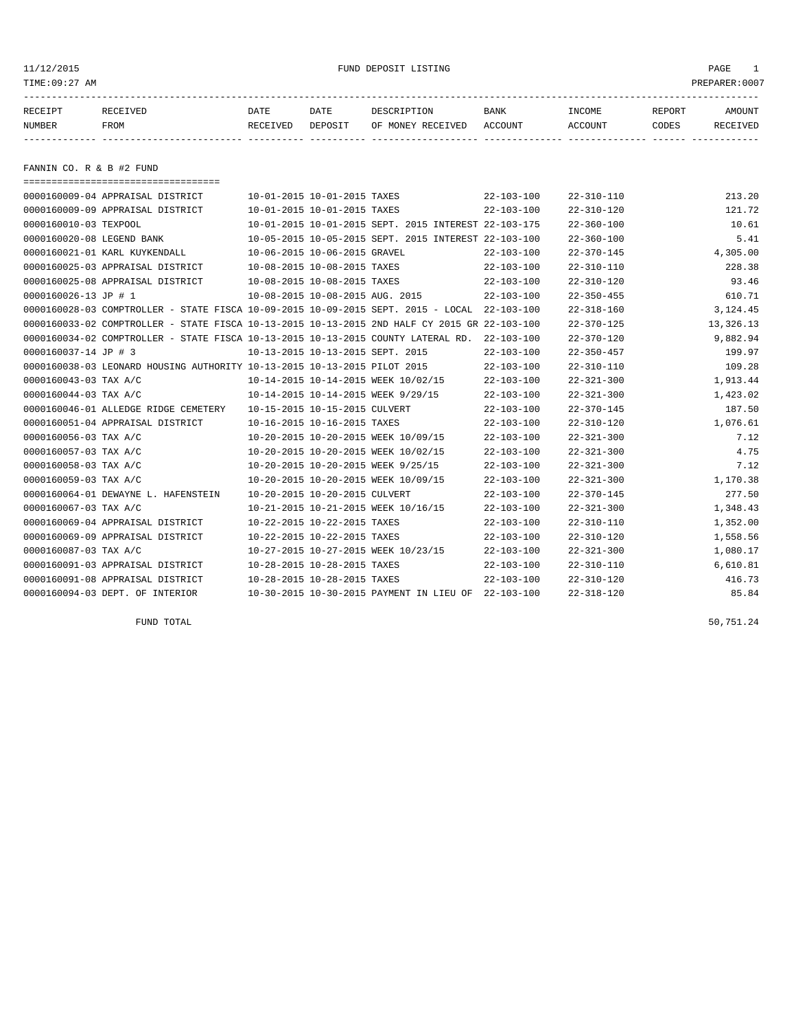# FUND DEPOSIT LISTING

11/12/2015
TIME:09:27 AM
PREPARER:0007

| RECEIPT NUMBER | RECEIVED FROM | DATE RECEIVED | DATE DEPOSIT | DESCRIPTION OF MONEY RECEIVED | BANK ACCOUNT | INCOME ACCOUNT | REPORT CODES | AMOUNT RECEIVED |
|---|---|---|---|---|---|---|---|---|

## FANNIN CO. R & B #2 FUND

| RECEIPT NUMBER | RECEIVED FROM | DATE RECEIVED | DATE DEPOSIT | DESCRIPTION OF MONEY RECEIVED | BANK ACCOUNT | INCOME ACCOUNT | REPORT CODES | AMOUNT RECEIVED |
|---|---|---|---|---|---|---|---|---|
| 0000160009-04 | APPRAISAL DISTRICT | 10-01-2015 | 10-01-2015 | TAXES | 22-103-100 | 22-310-110 | | 213.20 |
| 0000160009-09 | APPRAISAL DISTRICT | 10-01-2015 | 10-01-2015 | TAXES | 22-103-100 | 22-310-120 | | 121.72 |
| 0000160010-03 | TEXPOOL | 10-01-2015 | 10-01-2015 | SEPT. 2015 INTEREST | 22-103-175 | 22-360-100 | | 10.61 |
| 0000160020-08 | LEGEND BANK | 10-05-2015 | 10-05-2015 | SEPT. 2015 INTEREST | 22-103-100 | 22-360-100 | | 5.41 |
| 0000160021-01 | KARL KUYKENDALL | 10-06-2015 | 10-06-2015 | GRAVEL | 22-103-100 | 22-370-145 | | 4,305.00 |
| 0000160025-03 | APPRAISAL DISTRICT | 10-08-2015 | 10-08-2015 | TAXES | 22-103-100 | 22-310-110 | | 228.38 |
| 0000160025-08 | APPRAISAL DISTRICT | 10-08-2015 | 10-08-2015 | TAXES | 22-103-100 | 22-310-120 | | 93.46 |
| 0000160026-13 | JP # 1 | 10-08-2015 | 10-08-2015 | AUG. 2015 | 22-103-100 | 22-350-455 | | 610.71 |
| 0000160028-03 | COMPTROLLER - STATE FISCA | 10-09-2015 | 10-09-2015 | SEPT. 2015 - LOCAL | 22-103-100 | 22-318-160 | | 3,124.45 |
| 0000160033-02 | COMPTROLLER - STATE FISCA | 10-13-2015 | 10-13-2015 | 2ND HALF CY 2015 GR | 22-103-100 | 22-370-125 | | 13,326.13 |
| 0000160034-02 | COMPTROLLER - STATE FISCA | 10-13-2015 | 10-13-2015 | COUNTY LATERAL RD. | 22-103-100 | 22-370-120 | | 9,882.94 |
| 0000160037-14 | JP # 3 | 10-13-2015 | 10-13-2015 | SEPT. 2015 | 22-103-100 | 22-350-457 | | 199.97 |
| 0000160038-03 | LEONARD HOUSING AUTHORITY | 10-13-2015 | 10-13-2015 | PILOT 2015 | 22-103-100 | 22-310-110 | | 109.28 |
| 0000160043-03 | TAX A/C | 10-14-2015 | 10-14-2015 | WEEK 10/02/15 | 22-103-100 | 22-321-300 | | 1,913.44 |
| 0000160044-03 | TAX A/C | 10-14-2015 | 10-14-2015 | WEEK 9/29/15 | 22-103-100 | 22-321-300 | | 1,423.02 |
| 0000160046-01 | ALLEDGE RIDGE CEMETERY | 10-15-2015 | 10-15-2015 | CULVERT | 22-103-100 | 22-370-145 | | 187.50 |
| 0000160051-04 | APPRAISAL DISTRICT | 10-16-2015 | 10-16-2015 | TAXES | 22-103-100 | 22-310-120 | | 1,076.61 |
| 0000160056-03 | TAX A/C | 10-20-2015 | 10-20-2015 | WEEK 10/09/15 | 22-103-100 | 22-321-300 | | 7.12 |
| 0000160057-03 | TAX A/C | 10-20-2015 | 10-20-2015 | WEEK 10/02/15 | 22-103-100 | 22-321-300 | | 4.75 |
| 0000160058-03 | TAX A/C | 10-20-2015 | 10-20-2015 | WEEK 9/25/15 | 22-103-100 | 22-321-300 | | 7.12 |
| 0000160059-03 | TAX A/C | 10-20-2015 | 10-20-2015 | WEEK 10/09/15 | 22-103-100 | 22-321-300 | | 1,170.38 |
| 0000160064-01 | DEWAYNE L. HAFENSTEIN | 10-20-2015 | 10-20-2015 | CULVERT | 22-103-100 | 22-370-145 | | 277.50 |
| 0000160067-03 | TAX A/C | 10-21-2015 | 10-21-2015 | WEEK 10/16/15 | 22-103-100 | 22-321-300 | | 1,348.43 |
| 0000160069-04 | APPRAISAL DISTRICT | 10-22-2015 | 10-22-2015 | TAXES | 22-103-100 | 22-310-110 | | 1,352.00 |
| 0000160069-09 | APPRAISAL DISTRICT | 10-22-2015 | 10-22-2015 | TAXES | 22-103-100 | 22-310-120 | | 1,558.56 |
| 0000160087-03 | TAX A/C | 10-27-2015 | 10-27-2015 | WEEK 10/23/15 | 22-103-100 | 22-321-300 | | 1,080.17 |
| 0000160091-03 | APPRAISAL DISTRICT | 10-28-2015 | 10-28-2015 | TAXES | 22-103-100 | 22-310-110 | | 6,610.81 |
| 0000160091-08 | APPRAISAL DISTRICT | 10-28-2015 | 10-28-2015 | TAXES | 22-103-100 | 22-310-120 | | 416.73 |
| 0000160094-03 | DEPT. OF INTERIOR | 10-30-2015 | 10-30-2015 | PAYMENT IN LIEU OF | 22-103-100 | 22-318-120 | | 85.84 |
| | FUND TOTAL | | | | | | | 50,751.24 |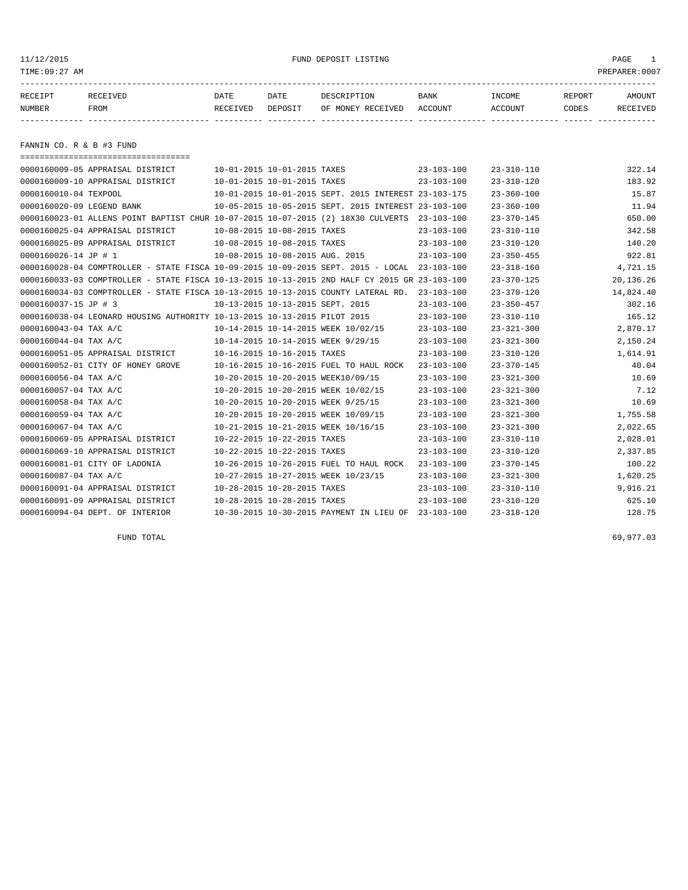FUND DEPOSIT LISTING

TIME:09:27 AM PREPARER:0007

| RECEIPT NUMBER | RECEIVED FROM | DATE RECEIVED | DATE DEPOSIT | DESCRIPTION OF MONEY RECEIVED | BANK ACCOUNT | INCOME ACCOUNT | REPORT CODES | AMOUNT RECEIVED |
|---|---|---|---|---|---|---|---|---|

FANNIN CO. R & B #3 FUND

| RECEIPT NUMBER | RECEIVED FROM | DATE RECEIVED | DATE DEPOSIT | DESCRIPTION OF MONEY RECEIVED | BANK ACCOUNT | INCOME ACCOUNT | REPORT CODES | AMOUNT RECEIVED |
|---|---|---|---|---|---|---|---|---|
| 0000160009-05 | APPRAISAL DISTRICT | 10-01-2015 | 10-01-2015 | TAXES | 23-103-100 | 23-310-110 | | 322.14 |
| 0000160009-10 | APPRAISAL DISTRICT | 10-01-2015 | 10-01-2015 | TAXES | 23-103-100 | 23-310-120 | | 183.92 |
| 0000160010-04 | TEXPOOL | 10-01-2015 | 10-01-2015 | SEPT. 2015 INTEREST | 23-103-175 | 23-360-100 | | 15.87 |
| 0000160020-09 | LEGEND BANK | 10-05-2015 | 10-05-2015 | SEPT. 2015 INTEREST | 23-103-100 | 23-360-100 | | 11.94 |
| 0000160023-01 | ALLENS POINT BAPTIST CHUR | 10-07-2015 | 10-07-2015 | (2) 18X30 CULVERTS | 23-103-100 | 23-370-145 | | 650.00 |
| 0000160025-04 | APPRAISAL DISTRICT | 10-08-2015 | 10-08-2015 | TAXES | 23-103-100 | 23-310-110 | | 342.58 |
| 0000160025-09 | APPRAISAL DISTRICT | 10-08-2015 | 10-08-2015 | TAXES | 23-103-100 | 23-310-120 | | 140.20 |
| 0000160026-14 | JP # 1 | 10-08-2015 | 10-08-2015 | AUG. 2015 | 23-103-100 | 23-350-455 | | 922.81 |
| 0000160028-04 | COMPTROLLER - STATE FISCA | 10-09-2015 | 10-09-2015 | SEPT. 2015 - LOCAL | 23-103-100 | 23-318-160 | | 4,721.15 |
| 0000160033-03 | COMPTROLLER - STATE FISCA | 10-13-2015 | 10-13-2015 | 2ND HALF CY 2015 GR | 23-103-100 | 23-370-125 | | 20,136.26 |
| 0000160034-03 | COMPTROLLER - STATE FISCA | 10-13-2015 | 10-13-2015 | COUNTY LATERAL RD. | 23-103-100 | 23-370-120 | | 14,824.40 |
| 0000160037-15 | JP # 3 | 10-13-2015 | 10-13-2015 | SEPT. 2015 | 23-103-100 | 23-350-457 | | 302.16 |
| 0000160038-04 | LEONARD HOUSING AUTHORITY | 10-13-2015 | 10-13-2015 | PILOT 2015 | 23-103-100 | 23-310-110 | | 165.12 |
| 0000160043-04 | TAX A/C | 10-14-2015 | 10-14-2015 | WEEK 10/02/15 | 23-103-100 | 23-321-300 | | 2,870.17 |
| 0000160044-04 | TAX A/C | 10-14-2015 | 10-14-2015 | WEEK 9/29/15 | 23-103-100 | 23-321-300 | | 2,150.24 |
| 0000160051-05 | APPRAISAL DISTRICT | 10-16-2015 | 10-16-2015 | TAXES | 23-103-100 | 23-310-120 | | 1,614.91 |
| 0000160052-01 | CITY OF HONEY GROVE | 10-16-2015 | 10-16-2015 | FUEL TO HAUL ROCK | 23-103-100 | 23-370-145 | | 40.04 |
| 0000160056-04 | TAX A/C | 10-20-2015 | 10-20-2015 | WEEK10/09/15 | 23-103-100 | 23-321-300 | | 10.69 |
| 0000160057-04 | TAX A/C | 10-20-2015 | 10-20-2015 | WEEK 10/02/15 | 23-103-100 | 23-321-300 | | 7.12 |
| 0000160058-04 | TAX A/C | 10-20-2015 | 10-20-2015 | WEEK 9/25/15 | 23-103-100 | 23-321-300 | | 10.69 |
| 0000160059-04 | TAX A/C | 10-20-2015 | 10-20-2015 | WEEK 10/09/15 | 23-103-100 | 23-321-300 | | 1,755.58 |
| 0000160067-04 | TAX A/C | 10-21-2015 | 10-21-2015 | WEEK 10/16/15 | 23-103-100 | 23-321-300 | | 2,022.65 |
| 0000160069-05 | APPRAISAL DISTRICT | 10-22-2015 | 10-22-2015 | TAXES | 23-103-100 | 23-310-110 | | 2,028.01 |
| 0000160069-10 | APPRAISAL DISTRICT | 10-22-2015 | 10-22-2015 | TAXES | 23-103-100 | 23-310-120 | | 2,337.85 |
| 0000160081-01 | CITY OF LADONIA | 10-26-2015 | 10-26-2015 | FUEL TO HAUL ROCK | 23-103-100 | 23-370-145 | | 100.22 |
| 0000160087-04 | TAX A/C | 10-27-2015 | 10-27-2015 | WEEK 10/23/15 | 23-103-100 | 23-321-300 | | 1,620.25 |
| 0000160091-04 | APPRAISAL DISTRICT | 10-28-2015 | 10-28-2015 | TAXES | 23-103-100 | 23-310-110 | | 9,916.21 |
| 0000160091-09 | APPRAISAL DISTRICT | 10-28-2015 | 10-28-2015 | TAXES | 23-103-100 | 23-310-120 | | 625.10 |
| 0000160094-04 | DEPT. OF INTERIOR | 10-30-2015 | 10-30-2015 | PAYMENT IN LIEU OF | 23-103-100 | 23-318-120 | | 128.75 |
| | FUND TOTAL | | | | | | | 69,977.03 |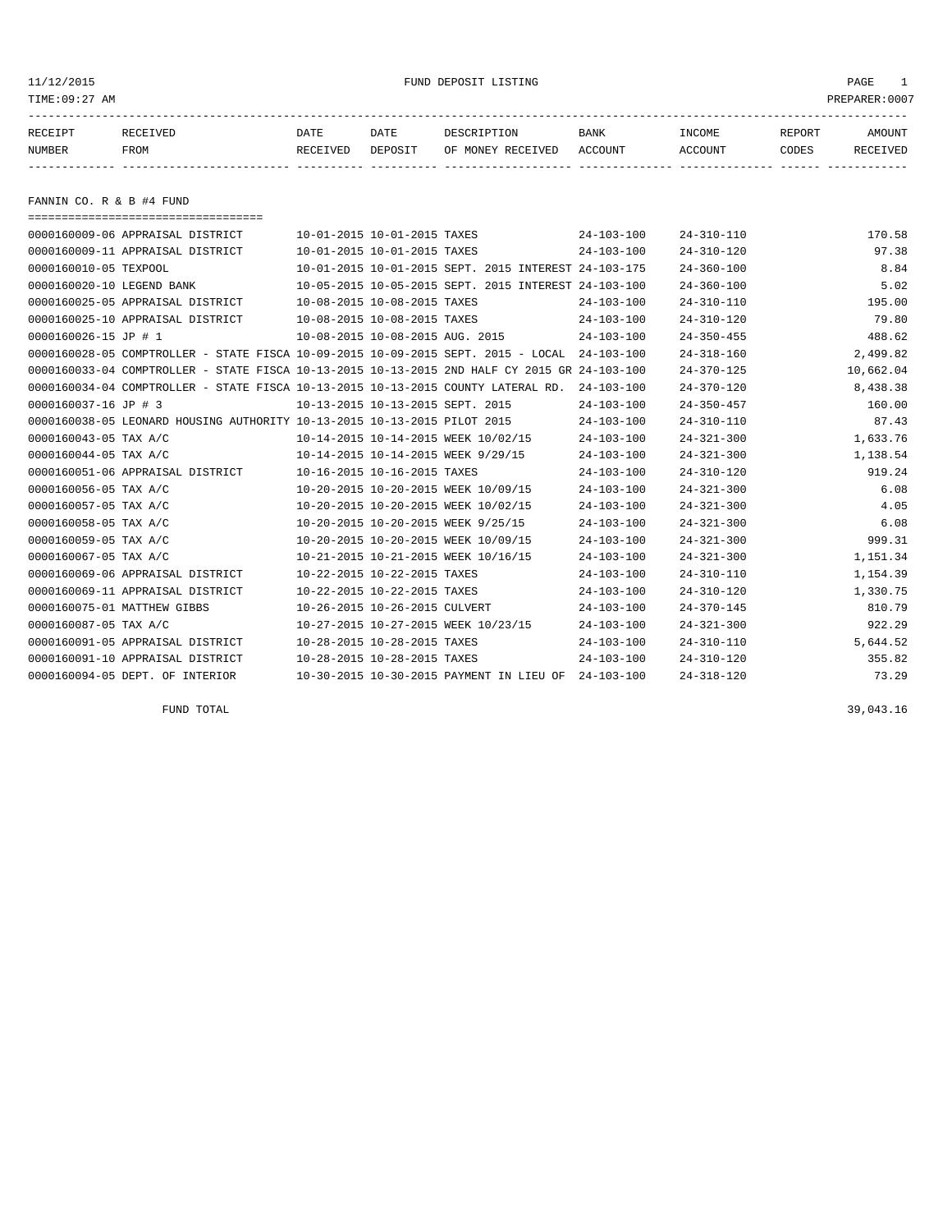11/12/2015 FUND DEPOSIT LISTING PAGE 1

TIME:09:27 AM PREPARER:0007

| RECEIPT NUMBER | RECEIVED FROM | DATE RECEIVED | DATE DEPOSIT | DESCRIPTION OF MONEY RECEIVED | BANK ACCOUNT | INCOME ACCOUNT | REPORT CODES | AMOUNT RECEIVED |
|---|---|---|---|---|---|---|---|---|

## FANNIN CO. R & B #4 FUND

| RECEIPT NUMBER | RECEIVED FROM | DATE RECEIVED | DATE DEPOSIT | DESCRIPTION OF MONEY RECEIVED | BANK ACCOUNT | INCOME ACCOUNT | REPORT CODES | AMOUNT RECEIVED |
|---|---|---|---|---|---|---|---|---|
| 0000160009-06 | APPRAISAL DISTRICT | 10-01-2015 | 10-01-2015 | TAXES | 24-103-100 | 24-310-110 | | 170.58 |
| 0000160009-11 | APPRAISAL DISTRICT | 10-01-2015 | 10-01-2015 | TAXES | 24-103-100 | 24-310-120 | | 97.38 |
| 0000160010-05 | TEXPOOL | 10-01-2015 | 10-01-2015 | SEPT. 2015 INTEREST | 24-103-175 | 24-360-100 | | 8.84 |
| 0000160020-10 | LEGEND BANK | 10-05-2015 | 10-05-2015 | SEPT. 2015 INTEREST | 24-103-100 | 24-360-100 | | 5.02 |
| 0000160025-05 | APPRAISAL DISTRICT | 10-08-2015 | 10-08-2015 | TAXES | 24-103-100 | 24-310-110 | | 195.00 |
| 0000160025-10 | APPRAISAL DISTRICT | 10-08-2015 | 10-08-2015 | TAXES | 24-103-100 | 24-310-120 | | 79.80 |
| 0000160026-15 | JP # 1 | 10-08-2015 | 10-08-2015 | AUG. 2015 | 24-103-100 | 24-350-455 | | 488.62 |
| 0000160028-05 | COMPTROLLER - STATE FISCA | 10-09-2015 | 10-09-2015 | SEPT. 2015 - LOCAL | 24-103-100 | 24-318-160 | | 2,499.82 |
| 0000160033-04 | COMPTROLLER - STATE FISCA | 10-13-2015 | 10-13-2015 | 2ND HALF CY 2015 GR | 24-103-100 | 24-370-125 | | 10,662.04 |
| 0000160034-04 | COMPTROLLER - STATE FISCA | 10-13-2015 | 10-13-2015 | COUNTY LATERAL RD. | 24-103-100 | 24-370-120 | | 8,438.38 |
| 0000160037-16 | JP # 3 | 10-13-2015 | 10-13-2015 | SEPT. 2015 | 24-103-100 | 24-350-457 | | 160.00 |
| 0000160038-05 | LEONARD HOUSING AUTHORITY | 10-13-2015 | 10-13-2015 | PILOT 2015 | 24-103-100 | 24-310-110 | | 87.43 |
| 0000160043-05 | TAX A/C | 10-14-2015 | 10-14-2015 | WEEK 10/02/15 | 24-103-100 | 24-321-300 | | 1,633.76 |
| 0000160044-05 | TAX A/C | 10-14-2015 | 10-14-2015 | WEEK 9/29/15 | 24-103-100 | 24-321-300 | | 1,138.54 |
| 0000160051-06 | APPRAISAL DISTRICT | 10-16-2015 | 10-16-2015 | TAXES | 24-103-100 | 24-310-120 | | 919.24 |
| 0000160056-05 | TAX A/C | 10-20-2015 | 10-20-2015 | WEEK 10/09/15 | 24-103-100 | 24-321-300 | | 6.08 |
| 0000160057-05 | TAX A/C | 10-20-2015 | 10-20-2015 | WEEK 10/02/15 | 24-103-100 | 24-321-300 | | 4.05 |
| 0000160058-05 | TAX A/C | 10-20-2015 | 10-20-2015 | WEEK 9/25/15 | 24-103-100 | 24-321-300 | | 6.08 |
| 0000160059-05 | TAX A/C | 10-20-2015 | 10-20-2015 | WEEK 10/09/15 | 24-103-100 | 24-321-300 | | 999.31 |
| 0000160067-05 | TAX A/C | 10-21-2015 | 10-21-2015 | WEEK 10/16/15 | 24-103-100 | 24-321-300 | | 1,151.34 |
| 0000160069-06 | APPRAISAL DISTRICT | 10-22-2015 | 10-22-2015 | TAXES | 24-103-100 | 24-310-110 | | 1,154.39 |
| 0000160069-11 | APPRAISAL DISTRICT | 10-22-2015 | 10-22-2015 | TAXES | 24-103-100 | 24-310-120 | | 1,330.75 |
| 0000160075-01 | MATTHEW GIBBS | 10-26-2015 | 10-26-2015 | CULVERT | 24-103-100 | 24-370-145 | | 810.79 |
| 0000160087-05 | TAX A/C | 10-27-2015 | 10-27-2015 | WEEK 10/23/15 | 24-103-100 | 24-321-300 | | 922.29 |
| 0000160091-05 | APPRAISAL DISTRICT | 10-28-2015 | 10-28-2015 | TAXES | 24-103-100 | 24-310-110 | | 5,644.52 |
| 0000160091-10 | APPRAISAL DISTRICT | 10-28-2015 | 10-28-2015 | TAXES | 24-103-100 | 24-310-120 | | 355.82 |
| 0000160094-05 | DEPT. OF INTERIOR | 10-30-2015 | 10-30-2015 | PAYMENT IN LIEU OF | 24-103-100 | 24-318-120 | | 73.29 |

FUND TOTAL 39,043.16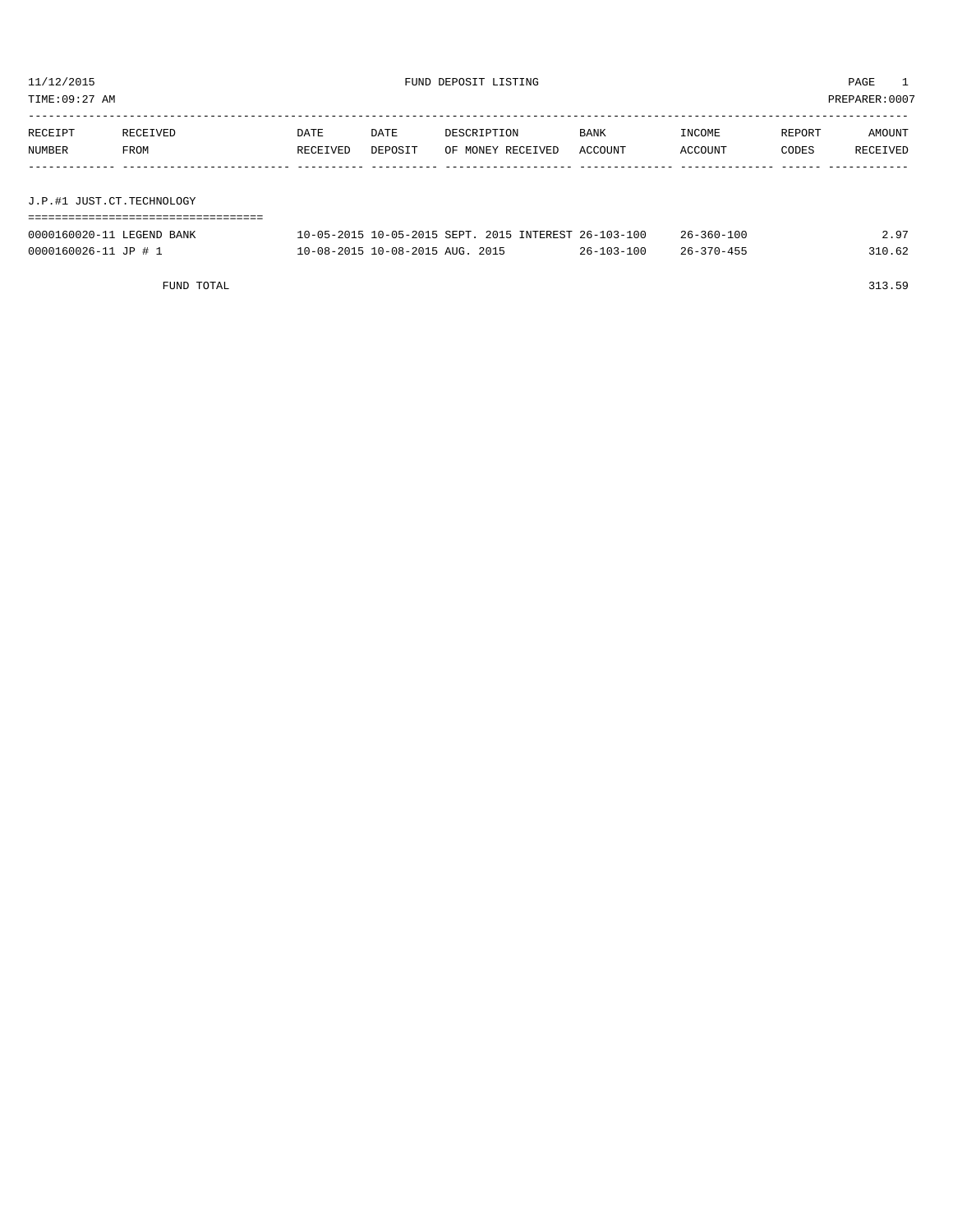11/12/2015 FUND DEPOSIT LISTING PAGE 1

TIME:09:27 AM PREPARER:0007

| RECEIPT NUMBER | RECEIVED FROM | DATE RECEIVED | DATE DEPOSIT | DESCRIPTION OF MONEY RECEIVED | BANK ACCOUNT | INCOME ACCOUNT | REPORT CODES | AMOUNT RECEIVED |
|---|---|---|---|---|---|---|---|---|

## J.P.#1 JUST.CT.TECHNOLOGY

| RECEIPT NUMBER | RECEIVED FROM | DATE RECEIVED | DATE DEPOSIT | DESCRIPTION OF MONEY RECEIVED | BANK ACCOUNT | INCOME ACCOUNT | REPORT CODES | AMOUNT RECEIVED |
|---|---|---|---|---|---|---|---|---|
| 0000160020-11 | LEGEND BANK | 10-05-2015 | 10-05-2015 | SEPT. 2015 INTEREST | 26-103-100 | 26-360-100 | | 2.97 |
| 0000160026-11 | JP # 1 | 10-08-2015 | 10-08-2015 | AUG. 2015 | 26-103-100 | 26-370-455 | | 310.62 |
| | FUND TOTAL | | | | | | | 313.59 |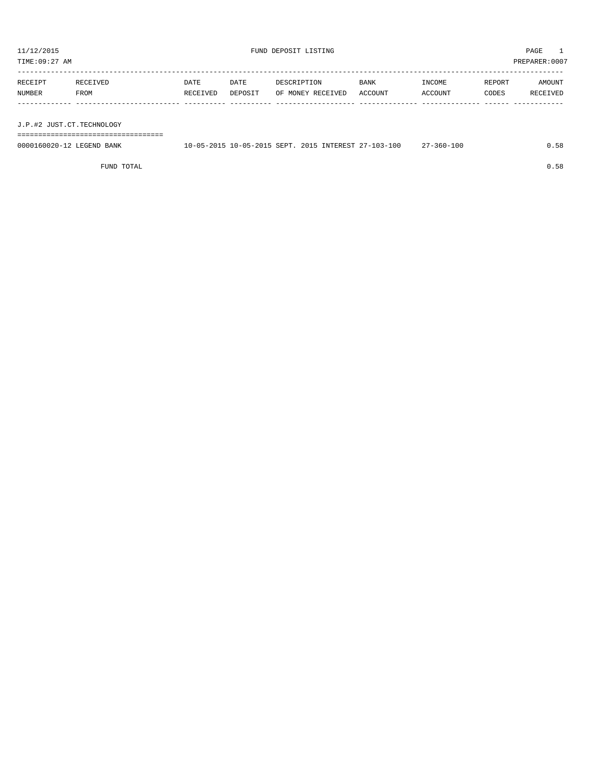11/12/2015 FUND DEPOSIT LISTING

TIME:09:27 AM PREPARER:0007

| RECEIPT NUMBER | RECEIVED FROM | DATE RECEIVED | DATE DEPOSIT | DESCRIPTION OF MONEY RECEIVED | BANK ACCOUNT | INCOME ACCOUNT | REPORT CODES | AMOUNT RECEIVED |
|---|---|---|---|---|---|---|---|---|
| **J.P.#2 JUST.CT.TECHNOLOGY** | | | | | | | | |
| 0000160020-12 | LEGEND BANK | 10-05-2015 | 10-05-2015 | SEPT. 2015 INTEREST | 27-103-100 | 27-360-100 | | 0.58 |
| | FUND TOTAL | | | | | | | 0.58 |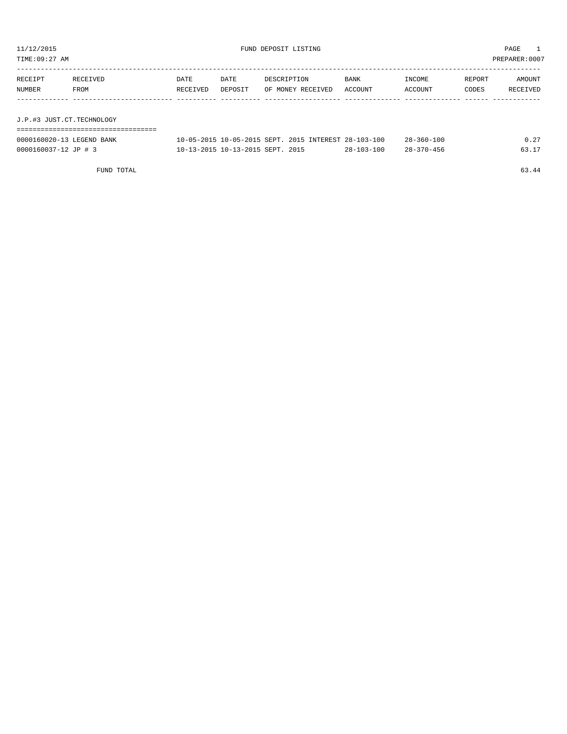11/12/2015 FUND DEPOSIT LISTING PAGE 1

TIME:09:27 AM PREPARER:0007

| RECEIPT NUMBER | RECEIVED FROM | DATE RECEIVED | DATE DEPOSIT | DESCRIPTION OF MONEY RECEIVED | BANK ACCOUNT | INCOME ACCOUNT | REPORT CODES | AMOUNT RECEIVED |
|---|---|---|---|---|---|---|---|---|

## J.P.#3 JUST.CT.TECHNOLOGY

| RECEIPT NUMBER | RECEIVED FROM | DATE RECEIVED | DATE DEPOSIT | DESCRIPTION OF MONEY RECEIVED | BANK ACCOUNT | INCOME ACCOUNT | REPORT CODES | AMOUNT RECEIVED |
|---|---|---|---|---|---|---|---|---|
| 0000160020-13 | LEGEND BANK | 10-05-2015 | 10-05-2015 | SEPT. 2015 INTEREST | 28-103-100 | 28-360-100 | | 0.27 |
| 0000160037-12 | JP # 3 | 10-13-2015 | 10-13-2015 | SEPT. 2015 | 28-103-100 | 28-370-456 | | 63.17 |
| | FUND TOTAL | | | | | | | 63.44 |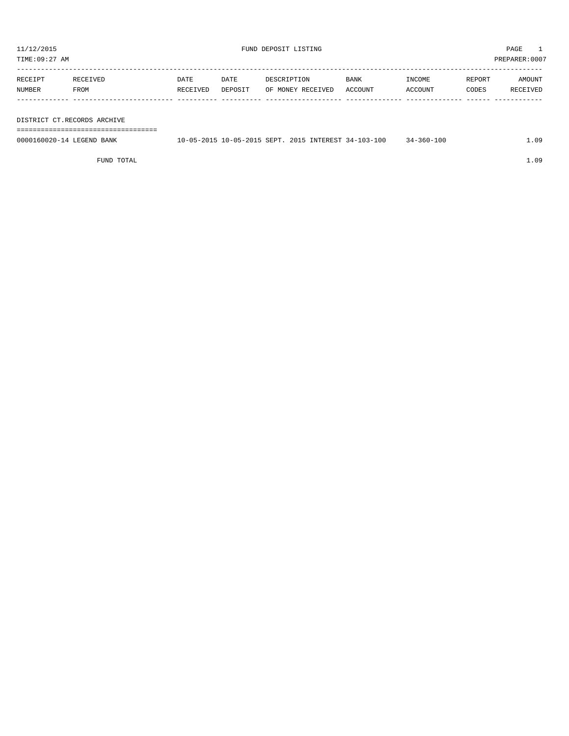11/12/2015 FUND DEPOSIT LISTING
TIME:09:27 AM PREPARER:0007

| RECEIPT NUMBER | RECEIVED FROM | DATE RECEIVED | DATE DEPOSIT | DESCRIPTION OF MONEY RECEIVED | BANK ACCOUNT | INCOME ACCOUNT | REPORT CODES | AMOUNT RECEIVED |
|---|---|---|---|---|---|---|---|---|
| **DISTRICT CT.RECORDS ARCHIVE** | | | | | | | | |
| 0000160020-14 | LEGEND BANK | 10-05-2015 | 10-05-2015 | SEPT. 2015 INTEREST | 34-103-100 | 34-360-100 | | 1.09 |
| | FUND TOTAL | | | | | | | 1.09 |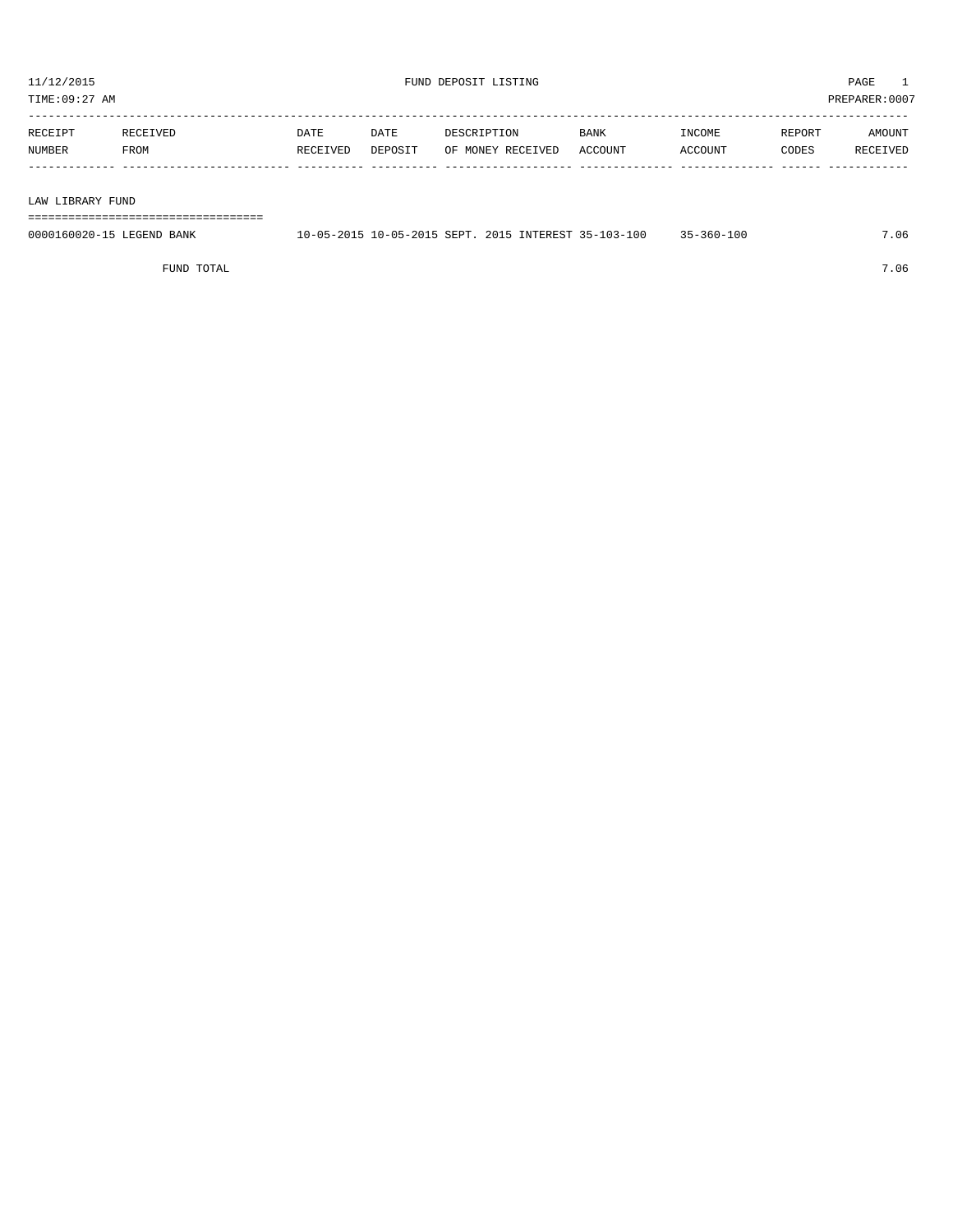11/12/2015 FUND DEPOSIT LISTING

TIME:09:27 AM PREPARER:0007

| RECEIPT NUMBER | RECEIVED FROM | DATE RECEIVED | DATE DEPOSIT | DESCRIPTION OF MONEY RECEIVED | BANK ACCOUNT | INCOME ACCOUNT | REPORT CODES | AMOUNT RECEIVED |
|---|---|---|---|---|---|---|---|---|
| **LAW LIBRARY FUND** | | | | | | | | |
| 0000160020-15 | LEGEND BANK | 10-05-2015 | 10-05-2015 | SEPT. 2015 INTEREST | 35-103-100 | 35-360-100 | | 7.06 |
| | FUND TOTAL | | | | | | | 7.06 |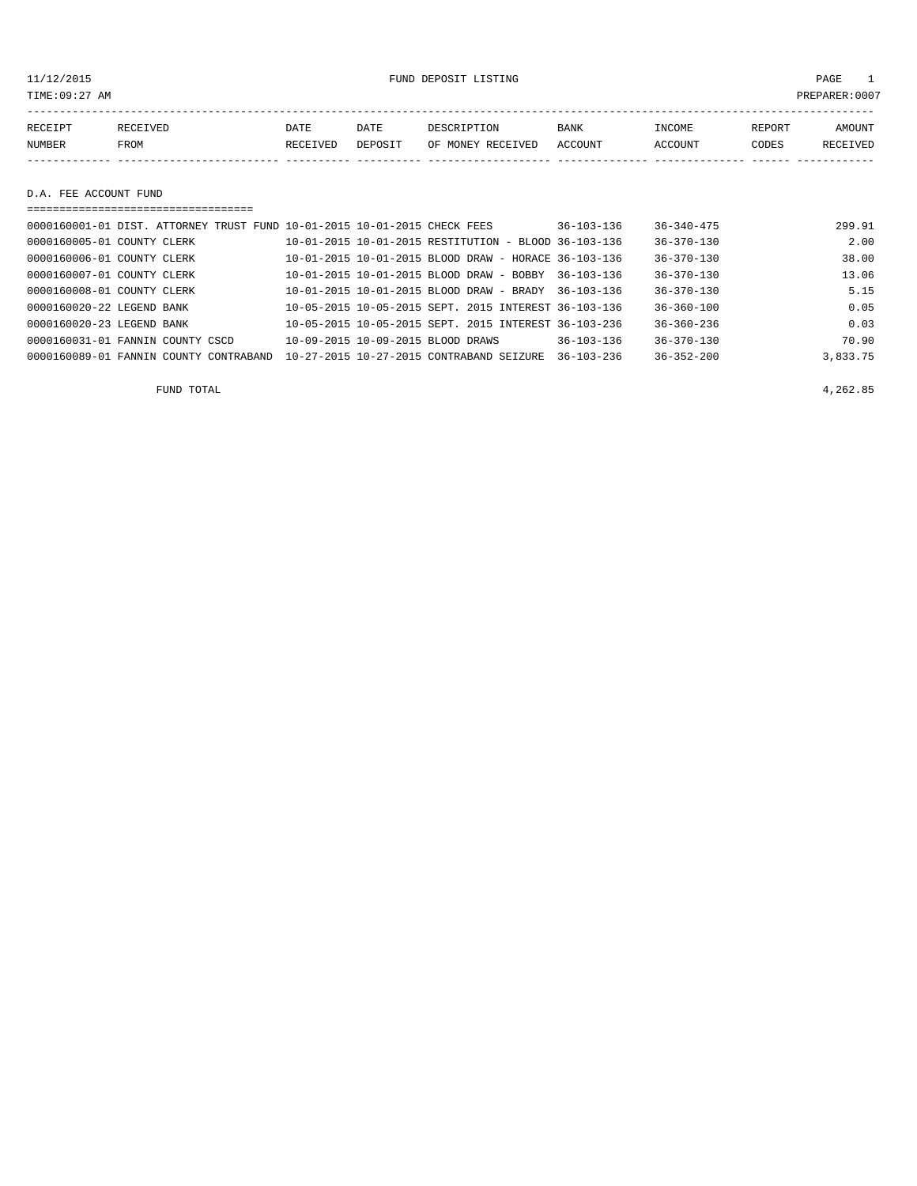11/12/2015 FUND DEPOSIT LISTING PAGE 1

TIME:09:27 AM PREPARER:0007

| RECEIPT NUMBER | RECEIVED FROM | DATE RECEIVED | DATE DEPOSIT | DESCRIPTION OF MONEY RECEIVED | BANK ACCOUNT | INCOME ACCOUNT | REPORT CODES | AMOUNT RECEIVED |
|---|---|---|---|---|---|---|---|---|
| **D.A. FEE ACCOUNT FUND** | | | | | | | | |
| 0000160001-01 | DIST. ATTORNEY TRUST FUND | 10-01-2015 | 10-01-2015 | CHECK FEES | 36-103-136 | 36-340-475 | | 299.91 |
| 0000160005-01 | COUNTY CLERK | 10-01-2015 | 10-01-2015 | RESTITUTION - BLOOD | 36-103-136 | 36-370-130 | | 2.00 |
| 0000160006-01 | COUNTY CLERK | 10-01-2015 | 10-01-2015 | BLOOD DRAW - HORACE | 36-103-136 | 36-370-130 | | 38.00 |
| 0000160007-01 | COUNTY CLERK | 10-01-2015 | 10-01-2015 | BLOOD DRAW - BOBBY | 36-103-136 | 36-370-130 | | 13.06 |
| 0000160008-01 | COUNTY CLERK | 10-01-2015 | 10-01-2015 | BLOOD DRAW - BRADY | 36-103-136 | 36-370-130 | | 5.15 |
| 0000160020-22 | LEGEND BANK | 10-05-2015 | 10-05-2015 | SEPT. 2015 INTEREST | 36-103-136 | 36-360-100 | | 0.05 |
| 0000160020-23 | LEGEND BANK | 10-05-2015 | 10-05-2015 | SEPT. 2015 INTEREST | 36-103-236 | 36-360-236 | | 0.03 |
| 0000160031-01 | FANNIN COUNTY CSCD | 10-09-2015 | 10-09-2015 | BLOOD DRAWS | 36-103-136 | 36-370-130 | | 70.90 |
| 0000160089-01 | FANNIN COUNTY CONTRABAND | 10-27-2015 | 10-27-2015 | CONTRABAND SEIZURE | 36-103-236 | 36-352-200 | | 3,833.75 |
| | FUND TOTAL | | | | | | | 4,262.85 |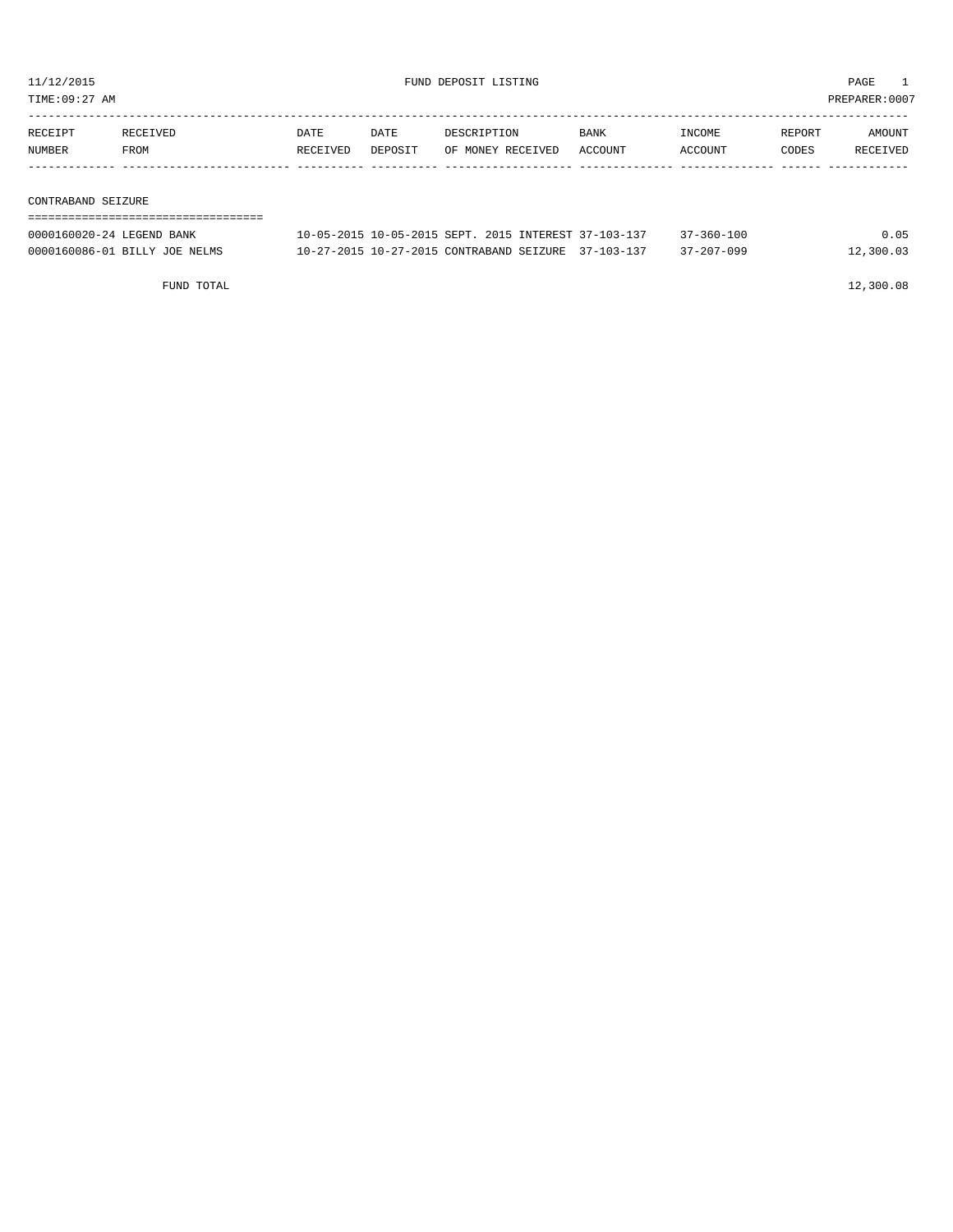11/12/2015 FUND DEPOSIT LISTING PAGE 1

TIME:09:27 AM PREPARER:0007

| RECEIPT NUMBER | RECEIVED FROM | DATE RECEIVED | DATE DEPOSIT | DESCRIPTION OF MONEY RECEIVED | BANK ACCOUNT | INCOME ACCOUNT | REPORT CODES | AMOUNT RECEIVED |
|---|---|---|---|---|---|---|---|---|

## CONTRABAND SEIZURE

| RECEIPT NUMBER | RECEIVED FROM | DATE RECEIVED | DATE DEPOSIT | DESCRIPTION OF MONEY RECEIVED | BANK ACCOUNT | INCOME ACCOUNT | REPORT CODES | AMOUNT RECEIVED |
|---|---|---|---|---|---|---|---|---|
| 0000160020-24 | LEGEND BANK | 10-05-2015 | 10-05-2015 | SEPT. 2015 INTEREST | 37-103-137 | 37-360-100 | | 0.05 |
| 0000160086-01 | BILLY JOE NELMS | 10-27-2015 | 10-27-2015 | CONTRABAND SEIZURE | 37-103-137 | 37-207-099 | | 12,300.03 |

FUND TOTAL 12,300.08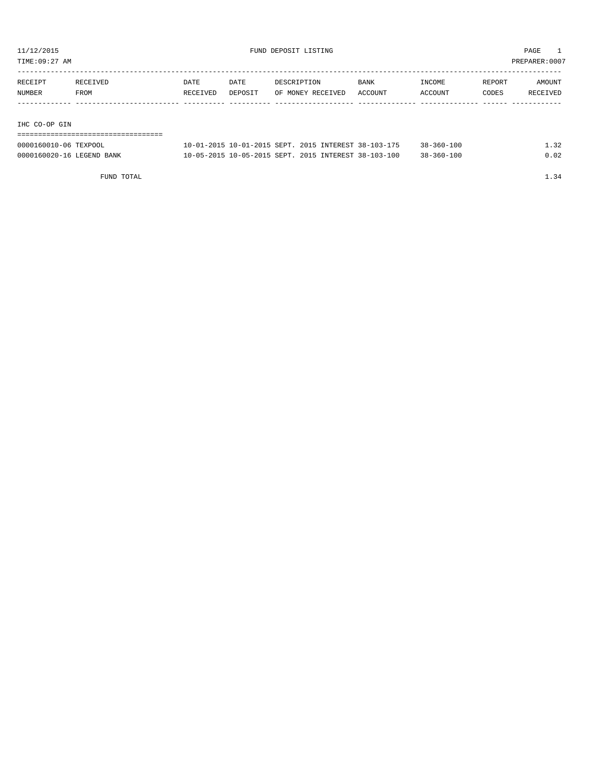11/12/2015 FUND DEPOSIT LISTING

TIME:09:27 AM PREPARER:0007

| RECEIPT NUMBER | RECEIVED FROM | DATE RECEIVED | DATE DEPOSIT | DESCRIPTION OF MONEY RECEIVED | BANK ACCOUNT | INCOME ACCOUNT | REPORT CODES | AMOUNT RECEIVED |
|---|---|---|---|---|---|---|---|---|
| **IHC CO-OP GIN** | | | | | | | | |
| 0000160010-06 | TEXPOOL | 10-01-2015 | 10-01-2015 | SEPT. 2015 INTEREST | 38-103-175 | 38-360-100 | | 1.32 |
| 0000160020-16 | LEGEND BANK | 10-05-2015 | 10-05-2015 | SEPT. 2015 INTEREST | 38-103-100 | 38-360-100 | | 0.02 |
| | FUND TOTAL | | | | | | | 1.34 |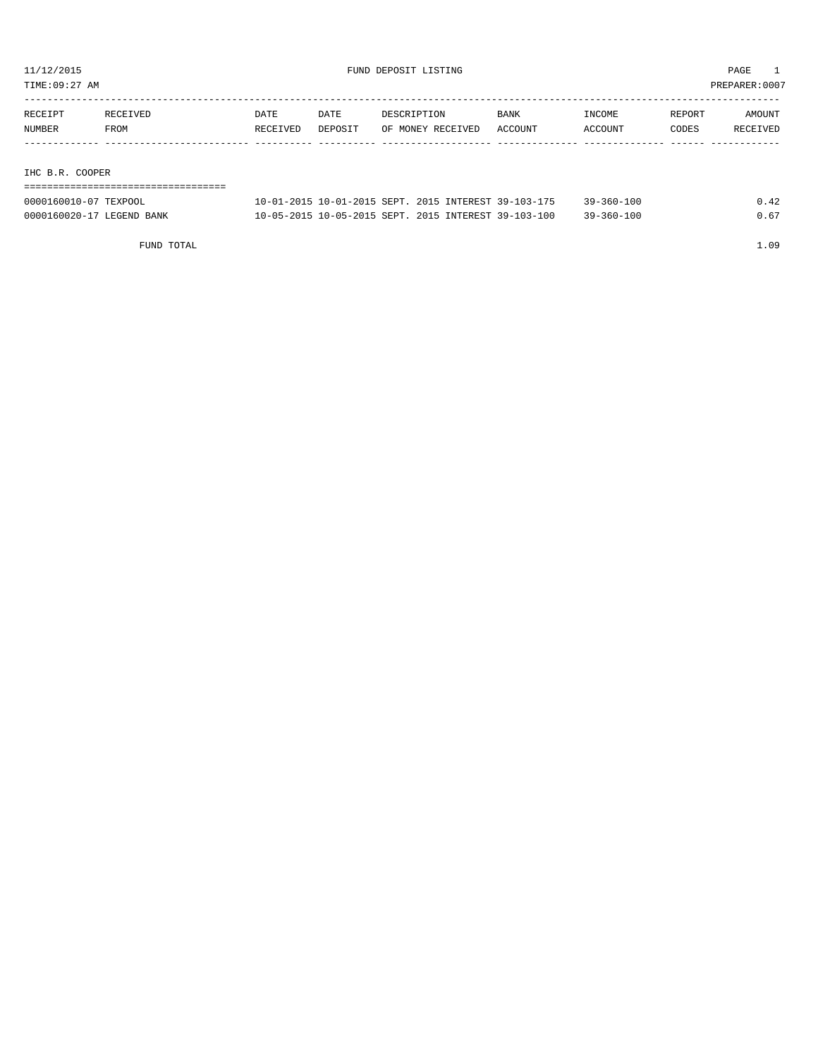11/12/2015 FUND DEPOSIT LISTING PAGE 1

TIME:09:27 AM PREPARER:0007

| RECEIPT NUMBER | RECEIVED FROM | DATE RECEIVED | DATE DEPOSIT | DESCRIPTION OF MONEY RECEIVED | BANK ACCOUNT | INCOME ACCOUNT | REPORT CODES | AMOUNT RECEIVED |
|---|---|---|---|---|---|---|---|---|
| **IHC B.R. COOPER** | | | | | | | | |
| 0000160010-07 | TEXPOOL | 10-01-2015 | 10-01-2015 | SEPT. 2015 INTEREST | 39-103-175 | 39-360-100 | | 0.42 |
| 0000160020-17 | LEGEND BANK | 10-05-2015 | 10-05-2015 | SEPT. 2015 INTEREST | 39-103-100 | 39-360-100 | | 0.67 |
| | FUND TOTAL | | | | | | | 1.09 |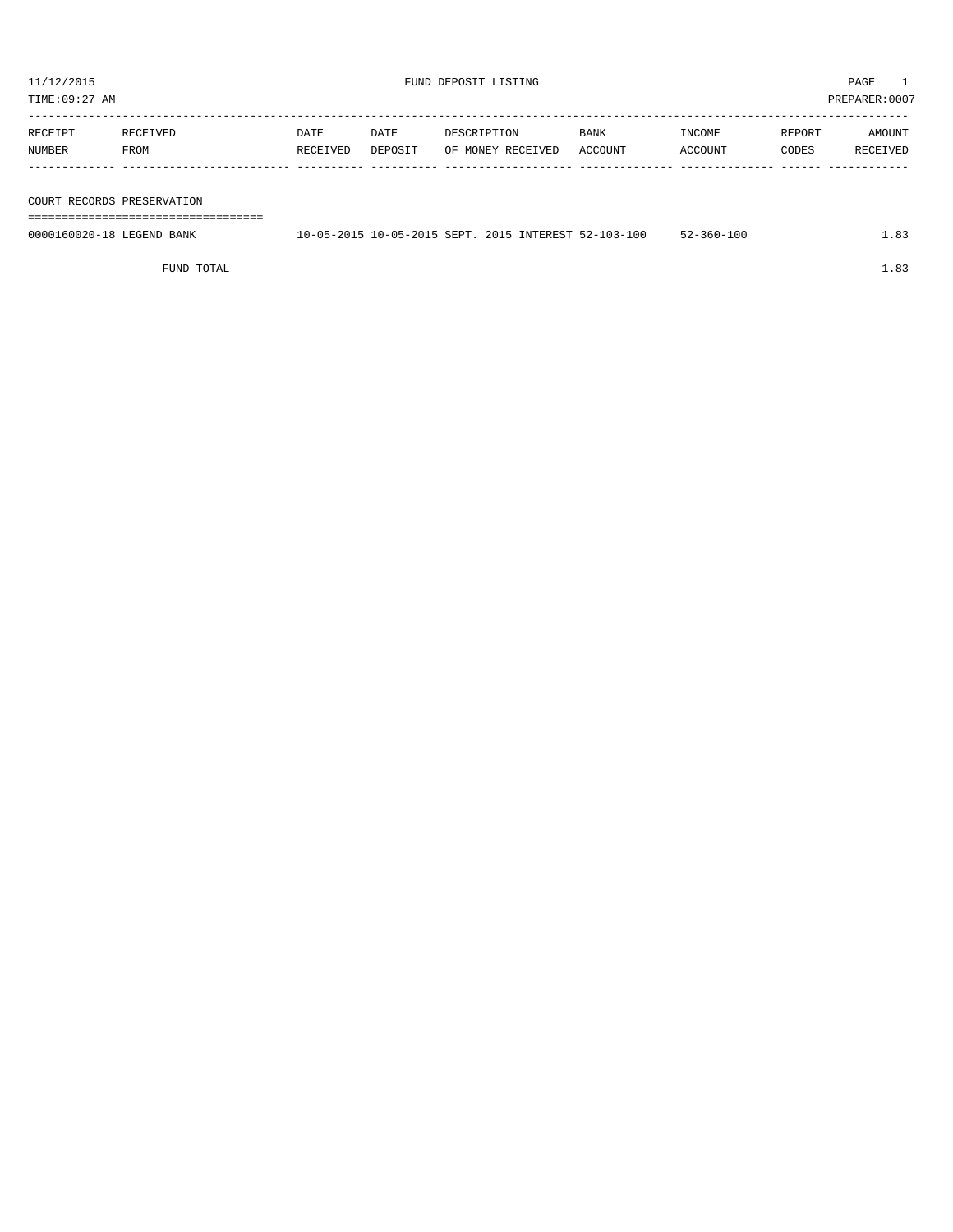11/12/2015 FUND DEPOSIT LISTING

TIME:09:27 AM PREPARER:0007

| RECEIPT NUMBER | RECEIVED FROM | DATE RECEIVED | DATE DEPOSIT | DESCRIPTION OF MONEY RECEIVED | BANK ACCOUNT | INCOME ACCOUNT | REPORT CODES | AMOUNT RECEIVED |
|---|---|---|---|---|---|---|---|---|
| **COURT RECORDS PRESERVATION** | | | | | | | | |
| 0000160020-18 | LEGEND BANK | 10-05-2015 | 10-05-2015 | SEPT. 2015 INTEREST | 52-103-100 | 52-360-100 | | 1.83 |
| | FUND TOTAL | | | | | | | 1.83 |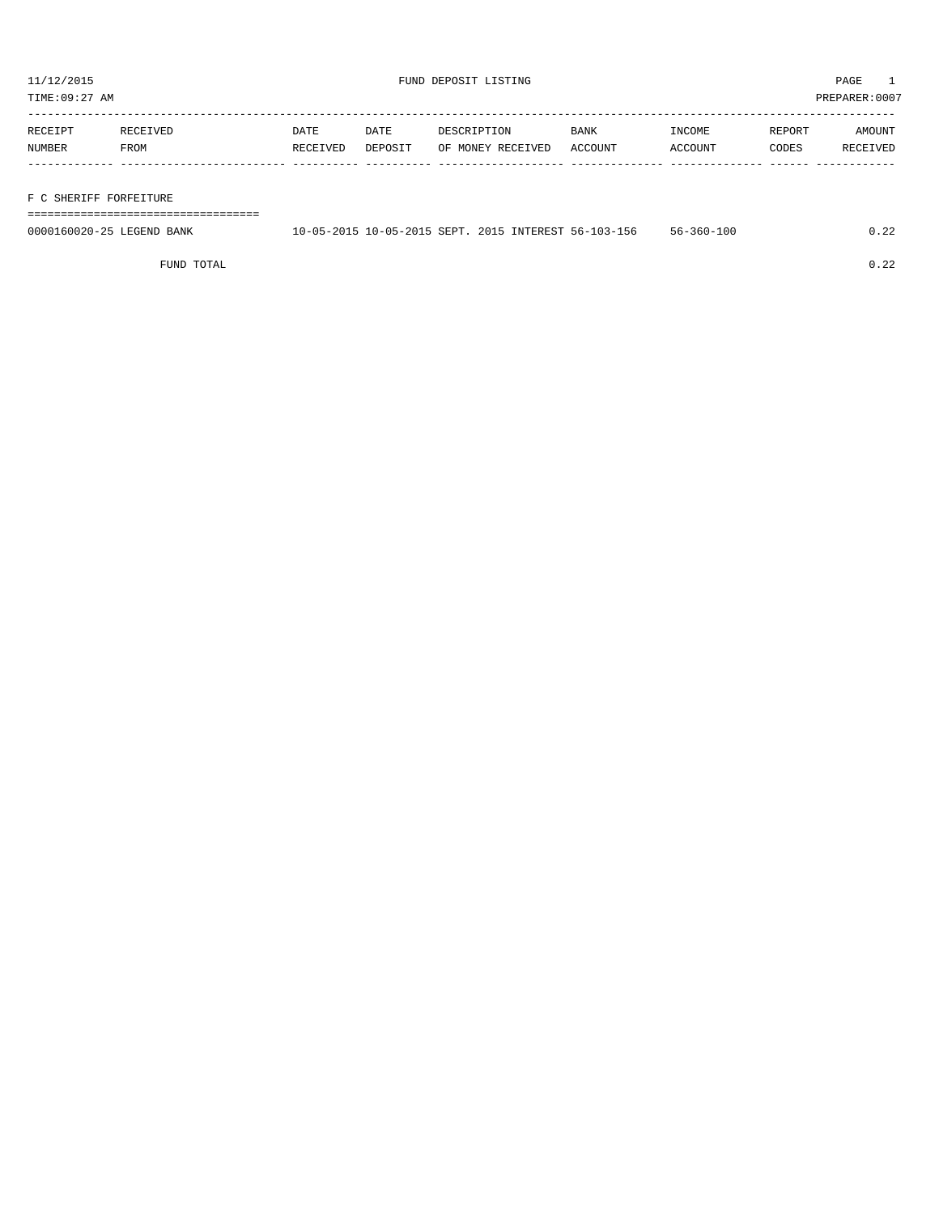11/12/2015 FUND DEPOSIT LISTING

TIME:09:27 AM PREPARER:0007

| RECEIPT NUMBER | RECEIVED FROM | DATE RECEIVED | DATE DEPOSIT | DESCRIPTION OF MONEY RECEIVED | BANK ACCOUNT | INCOME ACCOUNT | REPORT CODES | AMOUNT RECEIVED |
|---|---|---|---|---|---|---|---|---|
| **F C SHERIFF FORFEITURE** | | | | | | | | |
| 0000160020-25 | LEGEND BANK | 10-05-2015 | 10-05-2015 | SEPT. 2015 INTEREST | 56-103-156 | 56-360-100 | | 0.22 |
| | FUND TOTAL | | | | | | | 0.22 |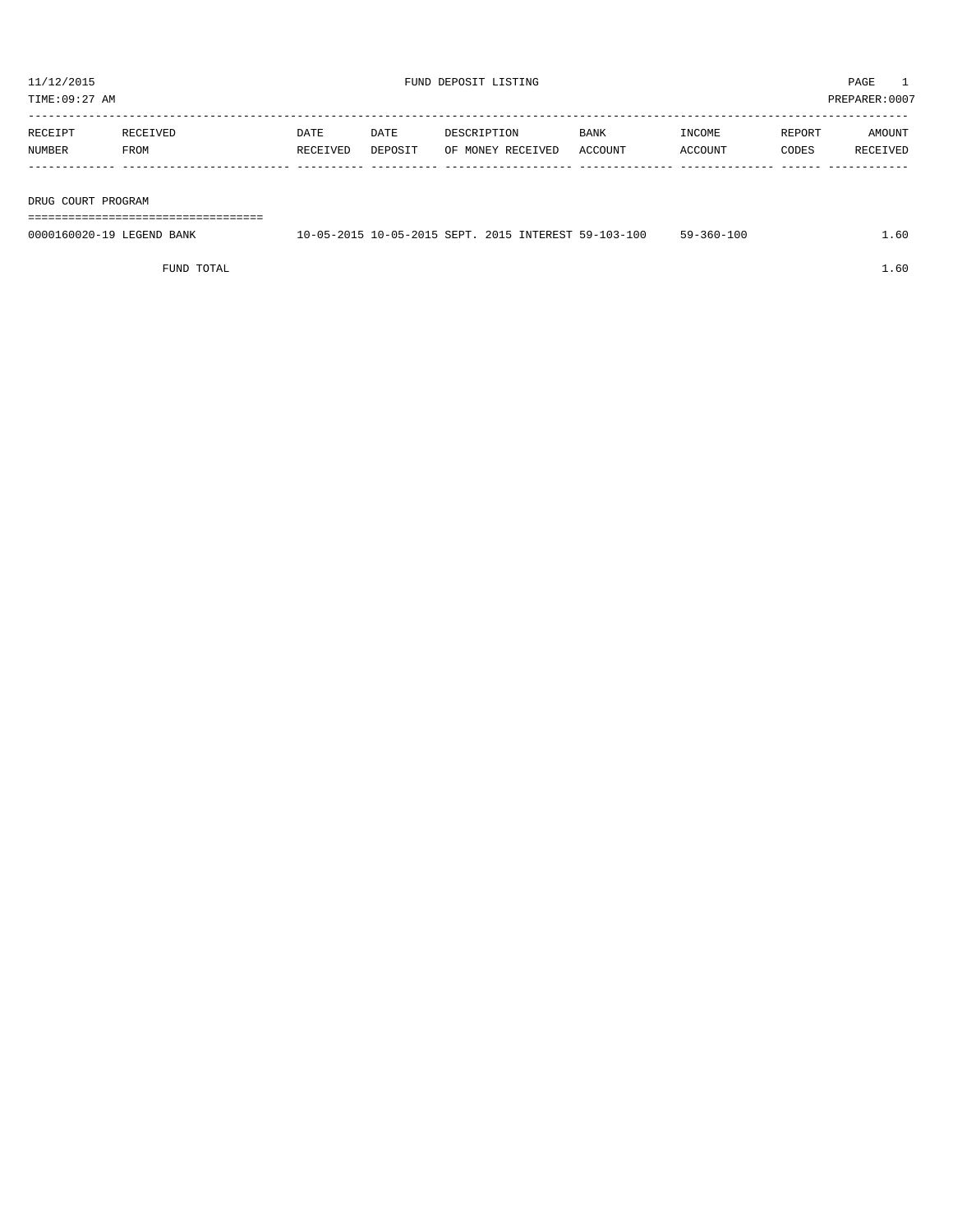11/12/2015 FUND DEPOSIT LISTING

TIME:09:27 AM PREPARER:0007

| RECEIPT NUMBER | RECEIVED FROM | DATE RECEIVED | DATE DEPOSIT | DESCRIPTION OF MONEY RECEIVED | BANK ACCOUNT | INCOME ACCOUNT | REPORT CODES | AMOUNT RECEIVED |
|---|---|---|---|---|---|---|---|---|
| **DRUG COURT PROGRAM** | | | | | | | | |
| 0000160020-19 | LEGEND BANK | 10-05-2015 | 10-05-2015 | SEPT. 2015 INTEREST | 59-103-100 | 59-360-100 | | 1.60 |
| | FUND TOTAL | | | | | | | 1.60 |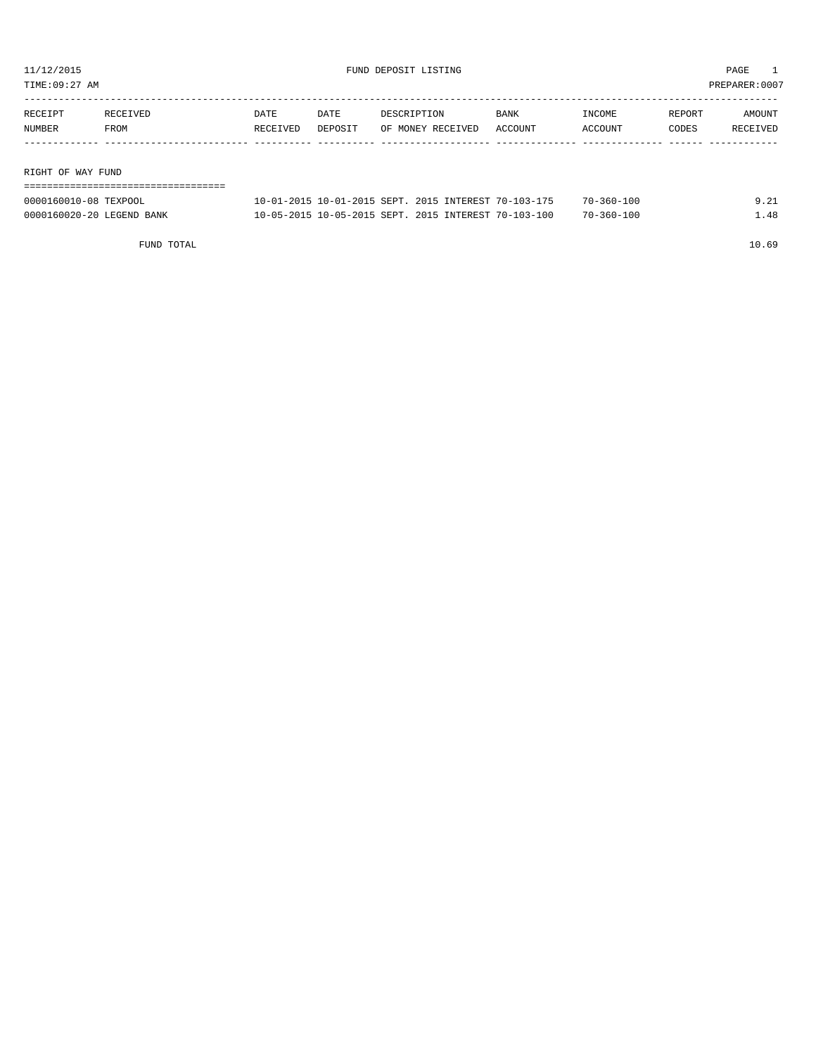11/12/2015 FUND DEPOSIT LISTING
TIME:09:27 AM PREPARER:0007

| RECEIPT NUMBER | RECEIVED FROM | DATE RECEIVED | DATE DEPOSIT | DESCRIPTION OF MONEY RECEIVED | BANK ACCOUNT | INCOME ACCOUNT | REPORT CODES | AMOUNT RECEIVED |
|---|---|---|---|---|---|---|---|---|
| **RIGHT OF WAY FUND** | | | | | | | | |
| 0000160010-08 | TEXPOOL | 10-01-2015 | 10-01-2015 | SEPT. 2015 INTEREST | 70-103-175 | 70-360-100 | | 9.21 |
| 0000160020-20 | LEGEND BANK | 10-05-2015 | 10-05-2015 | SEPT. 2015 INTEREST | 70-103-100 | 70-360-100 | | 1.48 |
| | FUND TOTAL | | | | | | | 10.69 |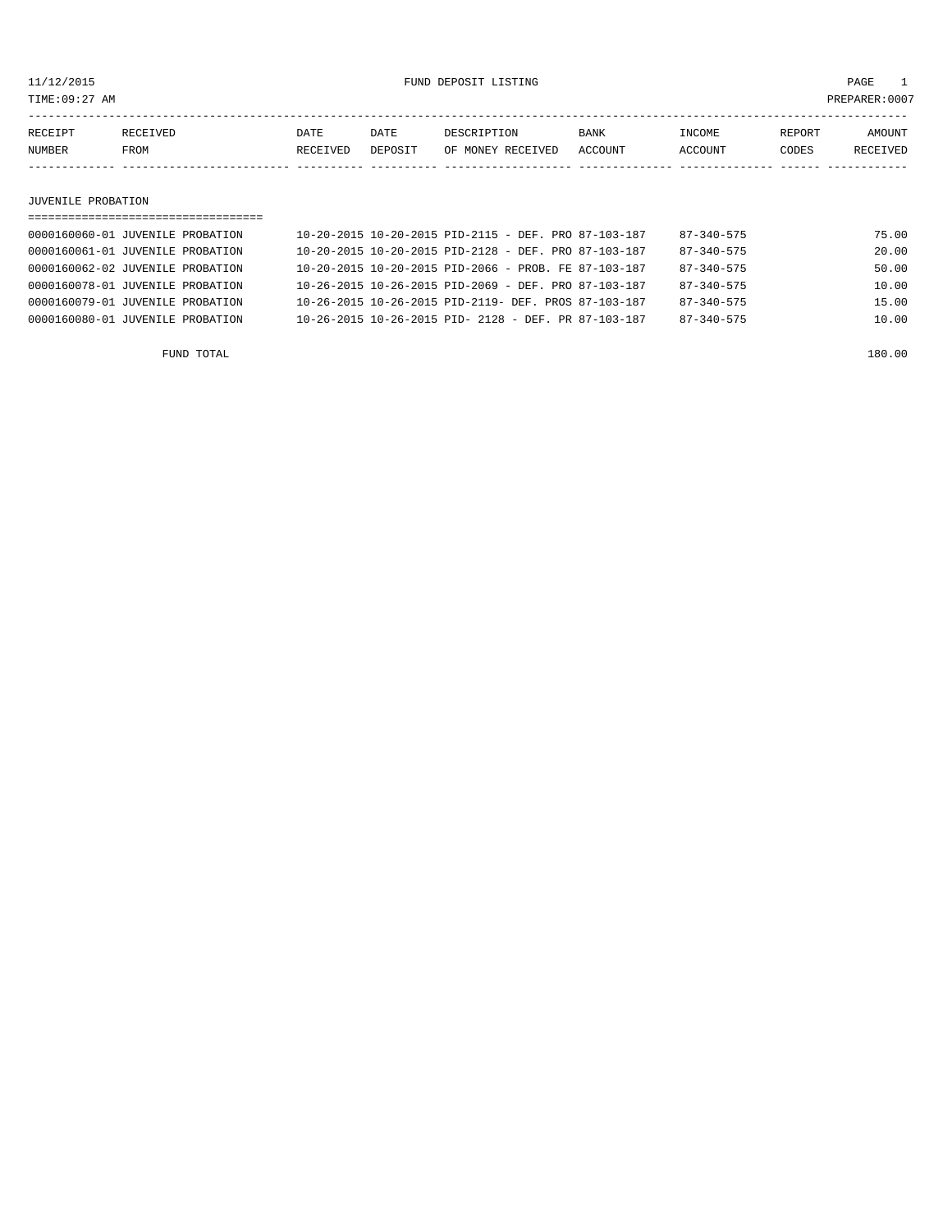11/12/2015 FUND DEPOSIT LISTING PAGE 1

TIME:09:27 AM PREPARER:0007

| RECEIPT NUMBER | RECEIVED FROM | DATE RECEIVED | DATE DEPOSIT | DESCRIPTION OF MONEY RECEIVED | BANK ACCOUNT | INCOME ACCOUNT | REPORT CODES | AMOUNT RECEIVED |
|---|---|---|---|---|---|---|---|---|
| **JUVENILE PROBATION** | | | | | | | | |
| 0000160060-01 | JUVENILE PROBATION | 10-20-2015 | 10-20-2015 | PID-2115 - DEF. PRO | 87-103-187 | 87-340-575 | | 75.00 |
| 0000160061-01 | JUVENILE PROBATION | 10-20-2015 | 10-20-2015 | PID-2128 - DEF. PRO | 87-103-187 | 87-340-575 | | 20.00 |
| 0000160062-02 | JUVENILE PROBATION | 10-20-2015 | 10-20-2015 | PID-2066 - PROB. FE | 87-103-187 | 87-340-575 | | 50.00 |
| 0000160078-01 | JUVENILE PROBATION | 10-26-2015 | 10-26-2015 | PID-2069 - DEF. PRO | 87-103-187 | 87-340-575 | | 10.00 |
| 0000160079-01 | JUVENILE PROBATION | 10-26-2015 | 10-26-2015 | PID-2119- DEF. PROS | 87-103-187 | 87-340-575 | | 15.00 |
| 0000160080-01 | JUVENILE PROBATION | 10-26-2015 | 10-26-2015 | PID- 2128 - DEF. PR | 87-103-187 | 87-340-575 | | 10.00 |
| | FUND TOTAL | | | | | | | 180.00 |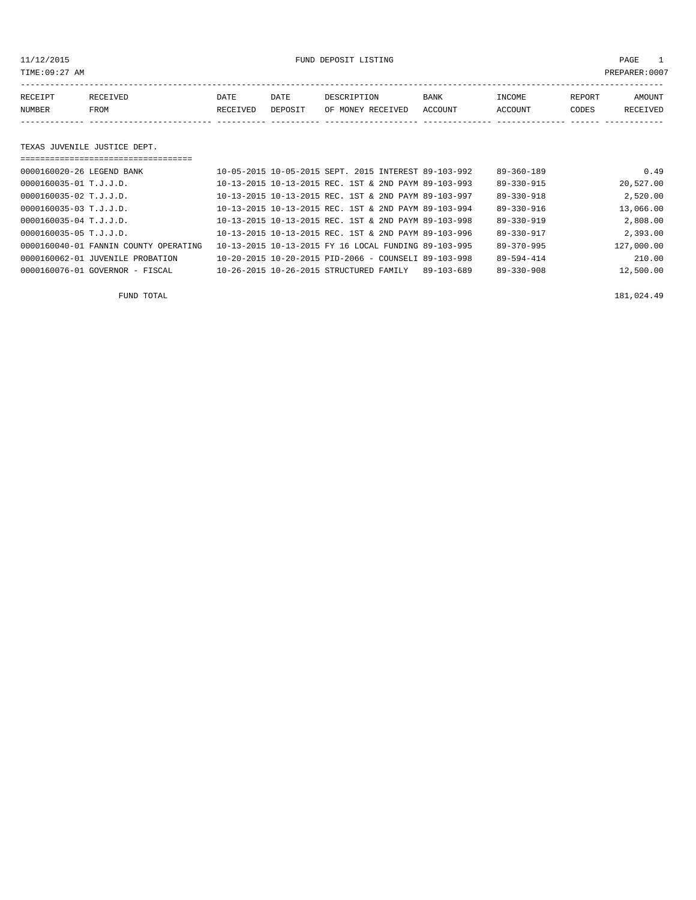11/12/2015 FUND DEPOSIT LISTING

TIME:09:27 AM PREPARER:0007

| RECEIPT NUMBER | RECEIVED FROM | DATE RECEIVED | DATE DEPOSIT | DESCRIPTION OF MONEY RECEIVED | BANK ACCOUNT | INCOME ACCOUNT | REPORT CODES | AMOUNT RECEIVED |
|---|---|---|---|---|---|---|---|---|

## TEXAS JUVENILE JUSTICE DEPT.

| RECEIPT NUMBER | RECEIVED FROM | DATE RECEIVED | DATE DEPOSIT | DESCRIPTION OF MONEY RECEIVED | BANK ACCOUNT | INCOME ACCOUNT | REPORT CODES | AMOUNT RECEIVED |
|---|---|---|---|---|---|---|---|---|
| 0000160020-26 | LEGEND BANK | 10-05-2015 | 10-05-2015 | SEPT. 2015 INTEREST | 89-103-992 | 89-360-189 | | 0.49 |
| 0000160035-01 | T.J.J.D. | 10-13-2015 | 10-13-2015 | REC. 1ST & 2ND PAYM | 89-103-993 | 89-330-915 | | 20,527.00 |
| 0000160035-02 | T.J.J.D. | 10-13-2015 | 10-13-2015 | REC. 1ST & 2ND PAYM | 89-103-997 | 89-330-918 | | 2,520.00 |
| 0000160035-03 | T.J.J.D. | 10-13-2015 | 10-13-2015 | REC. 1ST & 2ND PAYM | 89-103-994 | 89-330-916 | | 13,066.00 |
| 0000160035-04 | T.J.J.D. | 10-13-2015 | 10-13-2015 | REC. 1ST & 2ND PAYM | 89-103-998 | 89-330-919 | | 2,808.00 |
| 0000160035-05 | T.J.J.D. | 10-13-2015 | 10-13-2015 | REC. 1ST & 2ND PAYM | 89-103-996 | 89-330-917 | | 2,393.00 |
| 0000160040-01 | FANNIN COUNTY OPERATING | 10-13-2015 | 10-13-2015 | FY 16 LOCAL FUNDING | 89-103-995 | 89-370-995 | | 127,000.00 |
| 0000160062-01 | JUVENILE PROBATION | 10-20-2015 | 10-20-2015 | PID-2066 - COUNSELI | 89-103-998 | 89-594-414 | | 210.00 |
| 0000160076-01 | GOVERNOR - FISCAL | 10-26-2015 | 10-26-2015 | STRUCTURED FAMILY | 89-103-689 | 89-330-908 | | 12,500.00 |

FUND TOTAL 181,024.49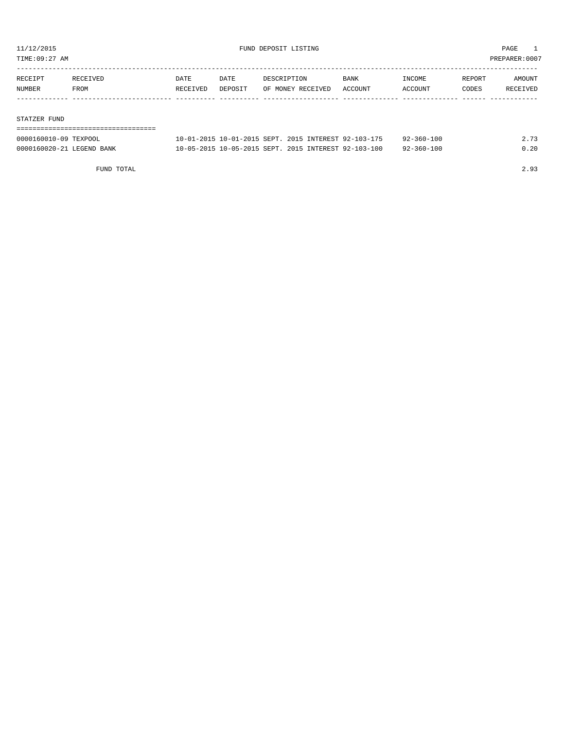11/12/2015 FUND DEPOSIT LISTING PAGE 1

TIME:09:27 AM PREPARER:0007

| RECEIPT NUMBER | RECEIVED FROM | DATE RECEIVED | DATE DEPOSIT | DESCRIPTION OF MONEY RECEIVED | BANK ACCOUNT | INCOME ACCOUNT | REPORT CODES | AMOUNT RECEIVED |
|---|---|---|---|---|---|---|---|---|

## STATZER FUND

| RECEIPT NUMBER | RECEIVED FROM | DATE RECEIVED | DATE DEPOSIT | DESCRIPTION OF MONEY RECEIVED | BANK ACCOUNT | INCOME ACCOUNT | REPORT CODES | AMOUNT RECEIVED |
|---|---|---|---|---|---|---|---|---|
| 0000160010-09 | TEXPOOL | 10-01-2015 | 10-01-2015 | SEPT. 2015 INTEREST | 92-103-175 | 92-360-100 | | 2.73 |
| 0000160020-21 | LEGEND BANK | 10-05-2015 | 10-05-2015 | SEPT. 2015 INTEREST | 92-103-100 | 92-360-100 | | 0.20 |
| | FUND TOTAL | | | | | | | 2.93 |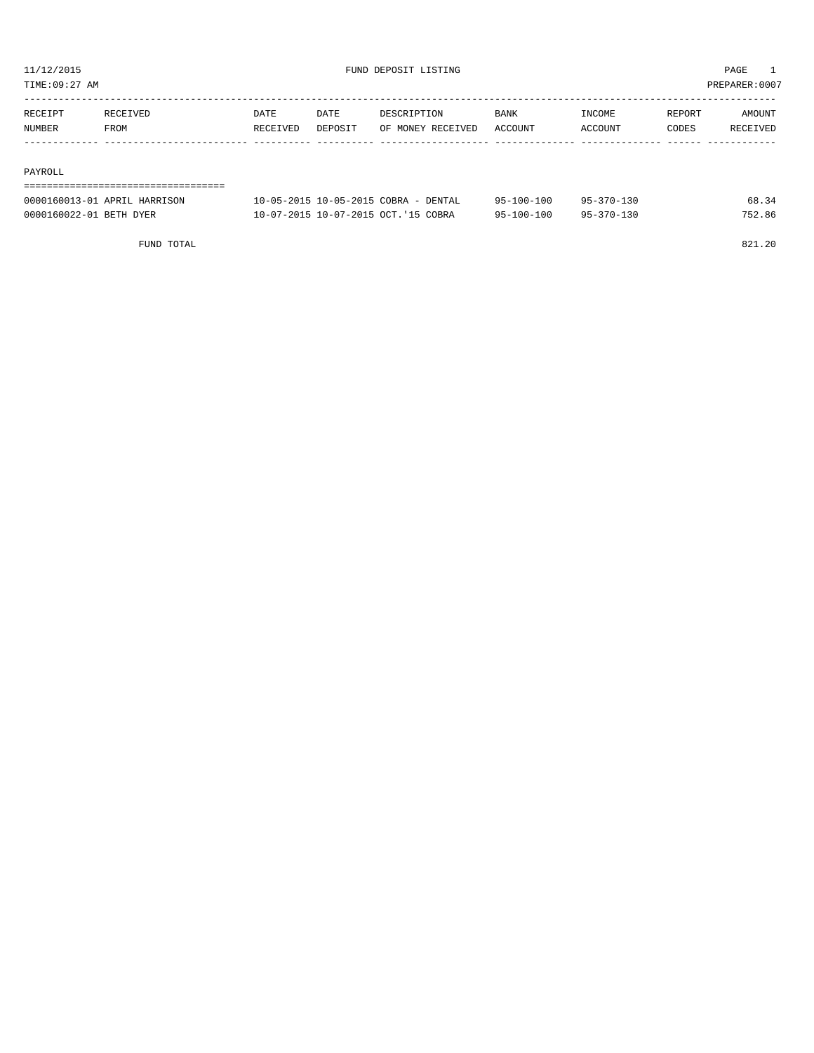# FUND DEPOSIT LISTING

11/12/2015
TIME:09:27 AM
PREPARER:0007

| RECEIPT NUMBER | RECEIVED FROM | DATE RECEIVED | DATE DEPOSIT | DESCRIPTION OF MONEY RECEIVED | BANK ACCOUNT | INCOME ACCOUNT | REPORT CODES | AMOUNT RECEIVED |
|---|---|---|---|---|---|---|---|---|
| **PAYROLL** | | | | | | | | |
| 0000160013-01 | APRIL HARRISON | 10-05-2015 | 10-05-2015 | COBRA - DENTAL | 95-100-100 | 95-370-130 | | 68.34 |
| 0000160022-01 | BETH DYER | 10-07-2015 | 10-07-2015 | OCT.'15 COBRA | 95-100-100 | 95-370-130 | | 752.86 |
| | FUND TOTAL | | | | | | | 821.20 |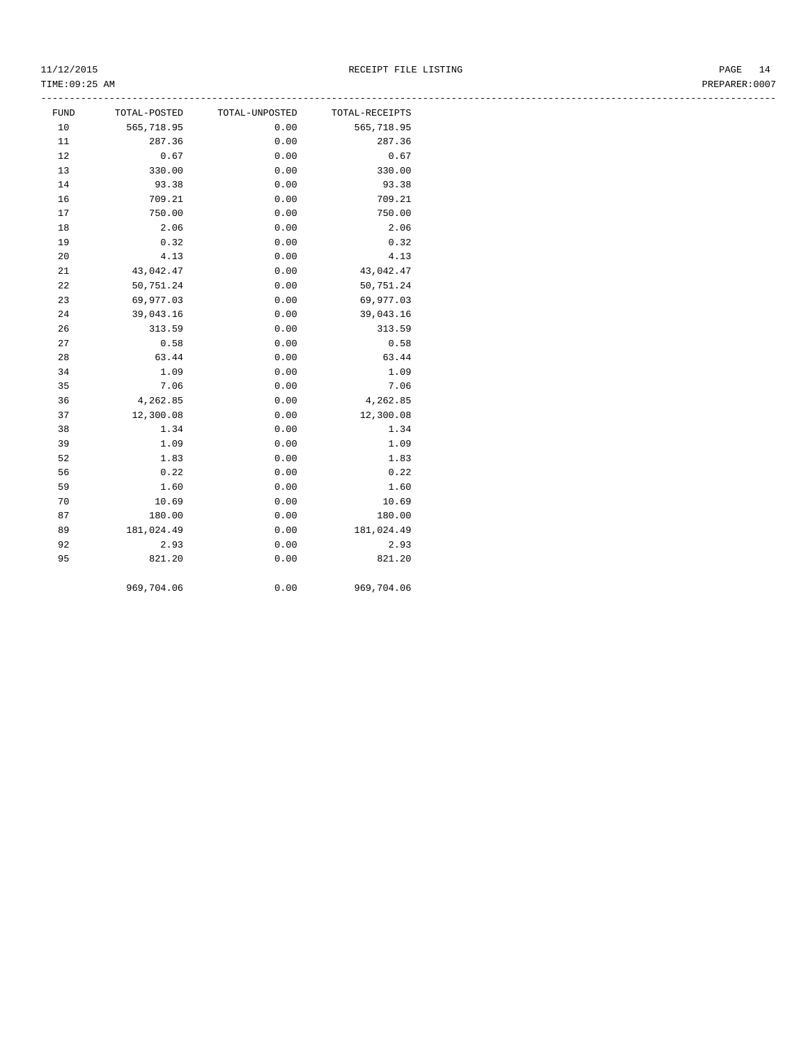11/12/2015 RECEIPT FILE LISTING

TIME:09:25 AM PREPARER:0007

| FUND | TOTAL-POSTED | TOTAL-UNPOSTED | TOTAL-RECEIPTS |
|---|---|---|---|
| 10 | 565,718.95 | 0.00 | 565,718.95 |
| 11 | 287.36 | 0.00 | 287.36 |
| 12 | 0.67 | 0.00 | 0.67 |
| 13 | 330.00 | 0.00 | 330.00 |
| 14 | 93.38 | 0.00 | 93.38 |
| 16 | 709.21 | 0.00 | 709.21 |
| 17 | 750.00 | 0.00 | 750.00 |
| 18 | 2.06 | 0.00 | 2.06 |
| 19 | 0.32 | 0.00 | 0.32 |
| 20 | 4.13 | 0.00 | 4.13 |
| 21 | 43,042.47 | 0.00 | 43,042.47 |
| 22 | 50,751.24 | 0.00 | 50,751.24 |
| 23 | 69,977.03 | 0.00 | 69,977.03 |
| 24 | 39,043.16 | 0.00 | 39,043.16 |
| 26 | 313.59 | 0.00 | 313.59 |
| 27 | 0.58 | 0.00 | 0.58 |
| 28 | 63.44 | 0.00 | 63.44 |
| 34 | 1.09 | 0.00 | 1.09 |
| 35 | 7.06 | 0.00 | 7.06 |
| 36 | 4,262.85 | 0.00 | 4,262.85 |
| 37 | 12,300.08 | 0.00 | 12,300.08 |
| 38 | 1.34 | 0.00 | 1.34 |
| 39 | 1.09 | 0.00 | 1.09 |
| 52 | 1.83 | 0.00 | 1.83 |
| 56 | 0.22 | 0.00 | 0.22 |
| 59 | 1.60 | 0.00 | 1.60 |
| 70 | 10.69 | 0.00 | 10.69 |
| 87 | 180.00 | 0.00 | 180.00 |
| 89 | 181,024.49 | 0.00 | 181,024.49 |
| 92 | 2.93 | 0.00 | 2.93 |
| 95 | 821.20 | 0.00 | 821.20 |
| | 969,704.06 | 0.00 | 969,704.06 |